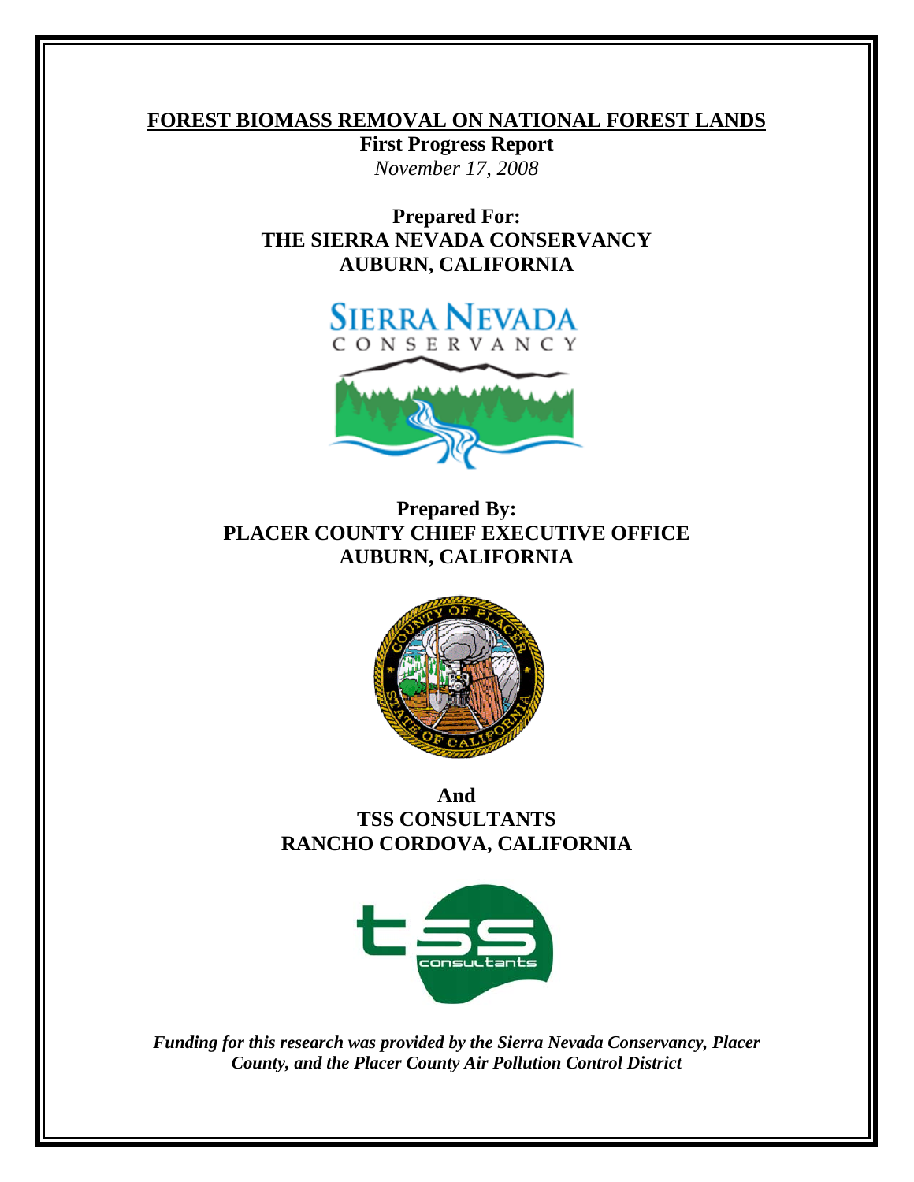# FOREST BIOMASS REMOVAL ON NATIONAL FOREST LANDS

**First Progress Report**

*November 17, 2008*

**Prepared For:**
**THE SIERRA NEVADA CONSERVANCY**
**AUBURN, CALIFORNIA**

**Prepared By:**
**PLACER COUNTY CHIEF EXECUTIVE OFFICE**
**AUBURN, CALIFORNIA**

**And**
**TSS CONSULTANTS**
**RANCHO CORDOVA, CALIFORNIA**

***Funding for this research was provided by the Sierra Nevada Conservancy, Placer County, and the Placer County Air Pollution Control District***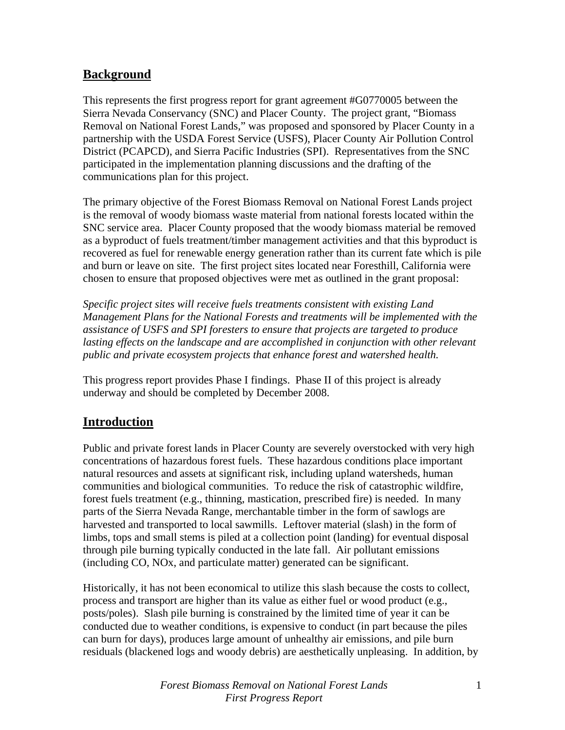## Background

This represents the first progress report for grant agreement #G0770005 between the Sierra Nevada Conservancy (SNC) and Placer County. The project grant, "Biomass Removal on National Forest Lands," was proposed and sponsored by Placer County in a partnership with the USDA Forest Service (USFS), Placer County Air Pollution Control District (PCAPCD), and Sierra Pacific Industries (SPI). Representatives from the SNC participated in the implementation planning discussions and the drafting of the communications plan for this project.

The primary objective of the Forest Biomass Removal on National Forest Lands project is the removal of woody biomass waste material from national forests located within the SNC service area. Placer County proposed that the woody biomass material be removed as a byproduct of fuels treatment/timber management activities and that this byproduct is recovered as fuel for renewable energy generation rather than its current fate which is pile and burn or leave on site. The first project sites located near Foresthill, California were chosen to ensure that proposed objectives were met as outlined in the grant proposal:

*Specific project sites will receive fuels treatments consistent with existing Land Management Plans for the National Forests and treatments will be implemented with the assistance of USFS and SPI foresters to ensure that projects are targeted to produce lasting effects on the landscape and are accomplished in conjunction with other relevant public and private ecosystem projects that enhance forest and watershed health.*

This progress report provides Phase I findings. Phase II of this project is already underway and should be completed by December 2008.

## Introduction

Public and private forest lands in Placer County are severely overstocked with very high concentrations of hazardous forest fuels. These hazardous conditions place important natural resources and assets at significant risk, including upland watersheds, human communities and biological communities. To reduce the risk of catastrophic wildfire, forest fuels treatment (e.g., thinning, mastication, prescribed fire) is needed. In many parts of the Sierra Nevada Range, merchantable timber in the form of sawlogs are harvested and transported to local sawmills. Leftover material (slash) in the form of limbs, tops and small stems is piled at a collection point (landing) for eventual disposal through pile burning typically conducted in the late fall. Air pollutant emissions (including CO, $NO_x$, and particulate matter) generated can be significant.

Historically, it has not been economical to utilize this slash because the costs to collect, process and transport are higher than its value as either fuel or wood product (e.g., posts/poles). Slash pile burning is constrained by the limited time of year it can be conducted due to weather conditions, is expensive to conduct (in part because the piles can burn for days), produces large amount of unhealthy air emissions, and pile burn residuals (blackened logs and woody debris) are aesthetically unpleasing. In addition, by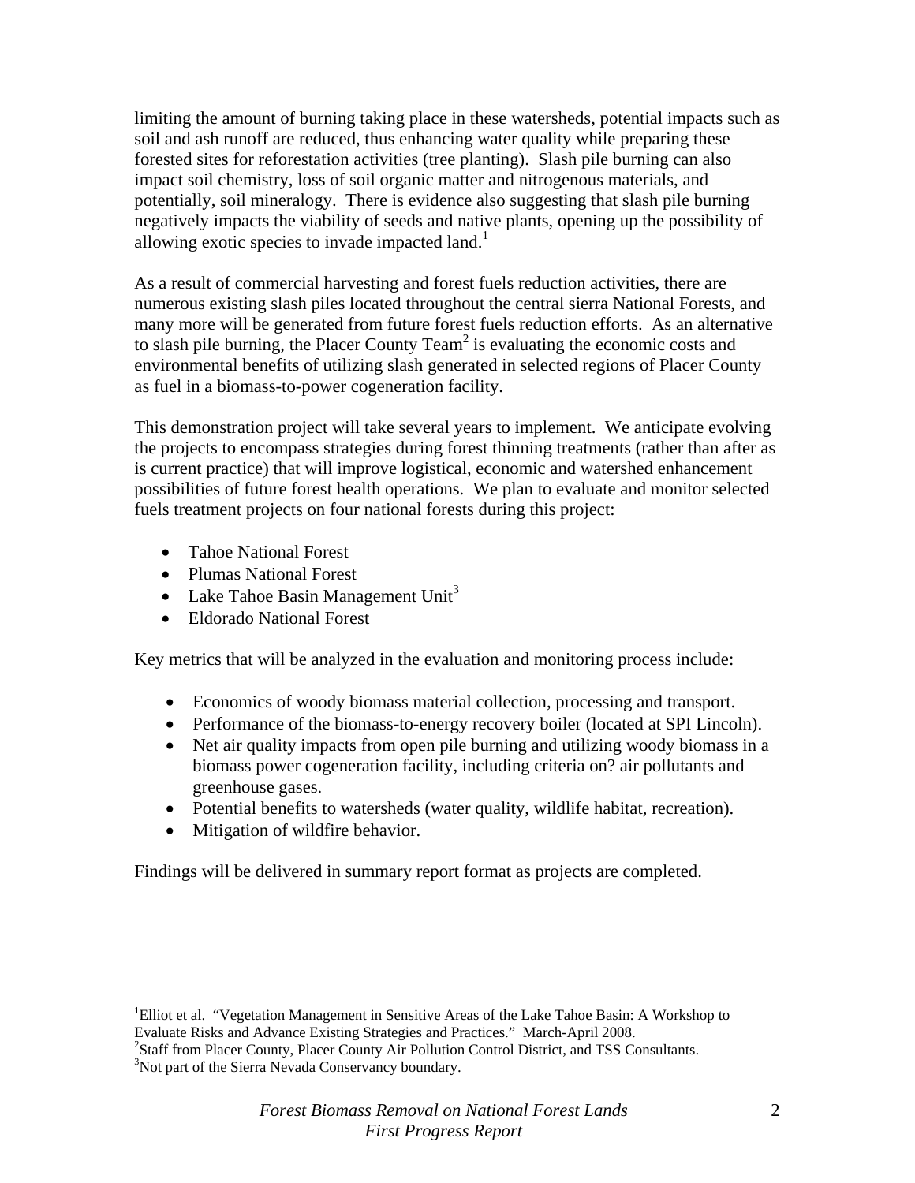limiting the amount of burning taking place in these watersheds, potential impacts such as soil and ash runoff are reduced, thus enhancing water quality while preparing these forested sites for reforestation activities (tree planting). Slash pile burning can also impact soil chemistry, loss of soil organic matter and nitrogenous materials, and potentially, soil mineralogy. There is evidence also suggesting that slash pile burning negatively impacts the viability of seeds and native plants, opening up the possibility of allowing exotic species to invade impacted land.[1]

As a result of commercial harvesting and forest fuels reduction activities, there are numerous existing slash piles located throughout the central sierra National Forests, and many more will be generated from future forest fuels reduction efforts. As an alternative to slash pile burning, the Placer County Team[2] is evaluating the economic costs and environmental benefits of utilizing slash generated in selected regions of Placer County as fuel in a biomass-to-power cogeneration facility.

This demonstration project will take several years to implement. We anticipate evolving the projects to encompass strategies during forest thinning treatments (rather than after as is current practice) that will improve logistical, economic and watershed enhancement possibilities of future forest health operations. We plan to evaluate and monitor selected fuels treatment projects on four national forests during this project:

- Tahoe National Forest
- Plumas National Forest
- Lake Tahoe Basin Management Unit[3]
- Eldorado National Forest

Key metrics that will be analyzed in the evaluation and monitoring process include:

- Economics of woody biomass material collection, processing and transport.
- Performance of the biomass-to-energy recovery boiler (located at SPI Lincoln).
- Net air quality impacts from open pile burning and utilizing woody biomass in a biomass power cogeneration facility, including criteria on? air pollutants and greenhouse gases.
- Potential benefits to watersheds (water quality, wildlife habitat, recreation).
- Mitigation of wildfire behavior.

Findings will be delivered in summary report format as projects are completed.

---

[1]Elliot et al. "Vegetation Management in Sensitive Areas of the Lake Tahoe Basin: A Workshop to Evaluate Risks and Advance Existing Strategies and Practices." March-April 2008.

[2]Staff from Placer County, Placer County Air Pollution Control District, and TSS Consultants.

[3]Not part of the Sierra Nevada Conservancy boundary.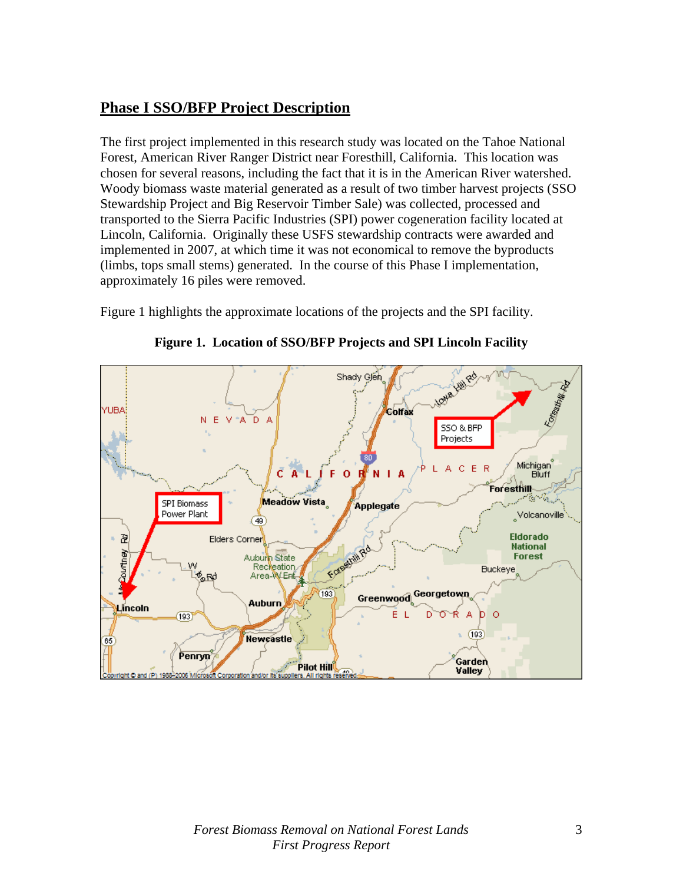## Phase I SSO/BFP Project Description

The first project implemented in this research study was located on the Tahoe National Forest, American River Ranger District near Foresthill, California. This location was chosen for several reasons, including the fact that it is in the American River watershed. Woody biomass waste material generated as a result of two timber harvest projects (SSO Stewardship Project and Big Reservoir Timber Sale) was collected, processed and transported to the Sierra Pacific Industries (SPI) power cogeneration facility located at Lincoln, California. Originally these USFS stewardship contracts were awarded and implemented in 2007, at which time it was not economical to remove the byproducts (limbs, tops small stems) generated. In the course of this Phase I implementation, approximately 16 piles were removed.

Figure 1 highlights the approximate locations of the projects and the SPI facility.

**Figure 1. Location of SSO/BFP Projects and SPI Lincoln Facility**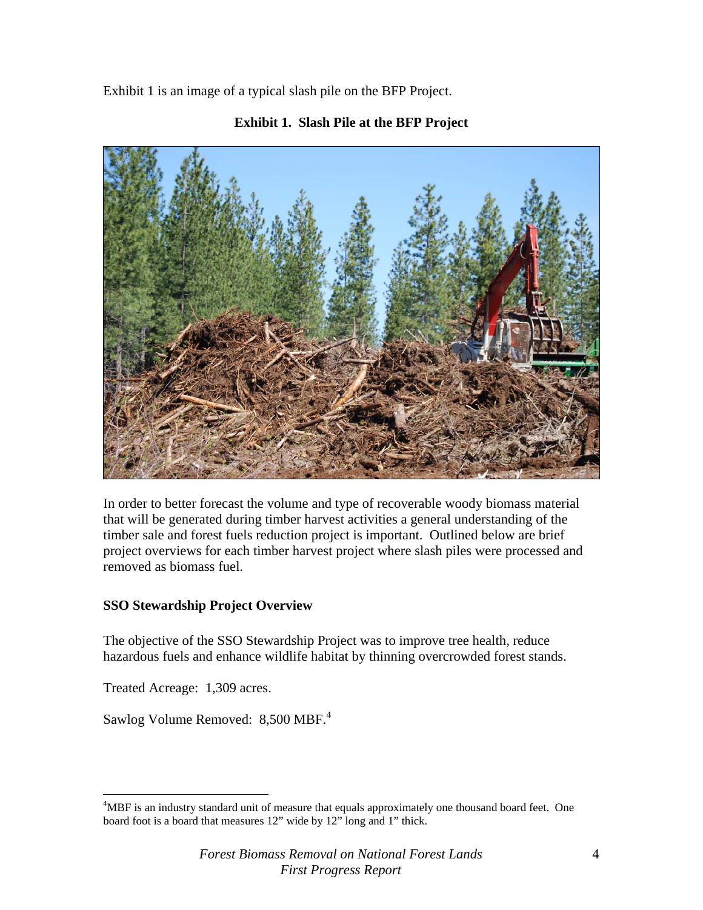Exhibit 1 is an image of a typical slash pile on the BFP Project.

**Exhibit 1. Slash Pile at the BFP Project**

In order to better forecast the volume and type of recoverable woody biomass material that will be generated during timber harvest activities a general understanding of the timber sale and forest fuels reduction project is important. Outlined below are brief project overviews for each timber harvest project where slash piles were processed and removed as biomass fuel.

**SSO Stewardship Project Overview**

The objective of the SSO Stewardship Project was to improve tree health, reduce hazardous fuels and enhance wildlife habitat by thinning overcrowded forest stands.

Treated Acreage: 1,309 acres.

Sawlog Volume Removed: 8,500 MBF.[4]

[4]MBF is an industry standard unit of measure that equals approximately one thousand board feet. One board foot is a board that measures 12" wide by 12" long and 1" thick.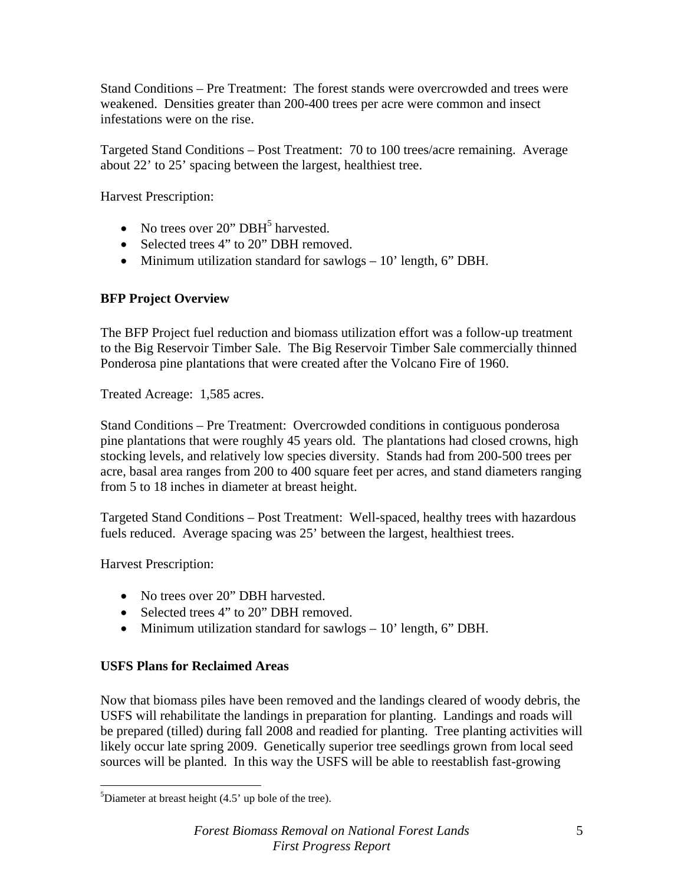Stand Conditions – Pre Treatment: The forest stands were overcrowded and trees were weakened. Densities greater than 200-400 trees per acre were common and insect infestations were on the rise.

Targeted Stand Conditions – Post Treatment: 70 to 100 trees/acre remaining. Average about 22' to 25' spacing between the largest, healthiest tree.

Harvest Prescription:

- No trees over 20" DBH[5] harvested.
- Selected trees 4" to 20" DBH removed.
- Minimum utilization standard for sawlogs – 10' length, 6" DBH.

**BFP Project Overview**

The BFP Project fuel reduction and biomass utilization effort was a follow-up treatment to the Big Reservoir Timber Sale. The Big Reservoir Timber Sale commercially thinned Ponderosa pine plantations that were created after the Volcano Fire of 1960.

Treated Acreage: 1,585 acres.

Stand Conditions – Pre Treatment: Overcrowded conditions in contiguous ponderosa pine plantations that were roughly 45 years old. The plantations had closed crowns, high stocking levels, and relatively low species diversity. Stands had from 200-500 trees per acre, basal area ranges from 200 to 400 square feet per acres, and stand diameters ranging from 5 to 18 inches in diameter at breast height.

Targeted Stand Conditions – Post Treatment: Well-spaced, healthy trees with hazardous fuels reduced. Average spacing was 25' between the largest, healthiest trees.

Harvest Prescription:

- No trees over 20" DBH harvested.
- Selected trees 4" to 20" DBH removed.
- Minimum utilization standard for sawlogs – 10' length, 6" DBH.

**USFS Plans for Reclaimed Areas**

Now that biomass piles have been removed and the landings cleared of woody debris, the USFS will rehabilitate the landings in preparation for planting. Landings and roads will be prepared (tilled) during fall 2008 and readied for planting. Tree planting activities will likely occur late spring 2009. Genetically superior tree seedlings grown from local seed sources will be planted. In this way the USFS will be able to reestablish fast-growing

[5]Diameter at breast height (4.5' up bole of the tree).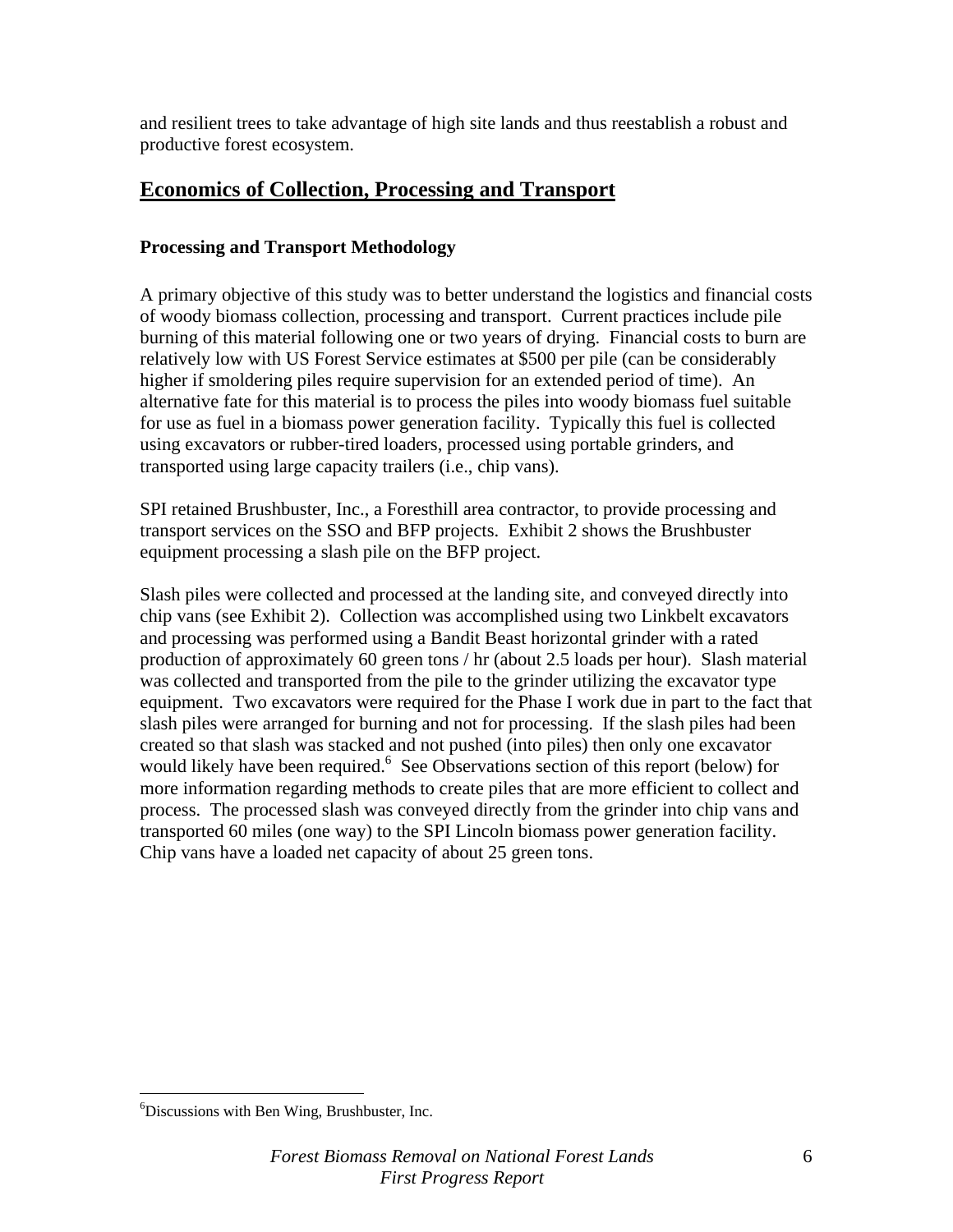and resilient trees to take advantage of high site lands and thus reestablish a robust and productive forest ecosystem.

## Economics of Collection, Processing and Transport

### Processing and Transport Methodology

A primary objective of this study was to better understand the logistics and financial costs of woody biomass collection, processing and transport. Current practices include pile burning of this material following one or two years of drying. Financial costs to burn are relatively low with US Forest Service estimates at $500 per pile (can be considerably higher if smoldering piles require supervision for an extended period of time). An alternative fate for this material is to process the piles into woody biomass fuel suitable for use as fuel in a biomass power generation facility. Typically this fuel is collected using excavators or rubber-tired loaders, processed using portable grinders, and transported using large capacity trailers (i.e., chip vans).

SPI retained Brushbuster, Inc., a Foresthill area contractor, to provide processing and transport services on the SSO and BFP projects. Exhibit 2 shows the Brushbuster equipment processing a slash pile on the BFP project.

Slash piles were collected and processed at the landing site, and conveyed directly into chip vans (see Exhibit 2). Collection was accomplished using two Linkbelt excavators and processing was performed using a Bandit Beast horizontal grinder with a rated production of approximately 60 green tons / hr (about 2.5 loads per hour). Slash material was collected and transported from the pile to the grinder utilizing the excavator type equipment. Two excavators were required for the Phase I work due in part to the fact that slash piles were arranged for burning and not for processing. If the slash piles had been created so that slash was stacked and not pushed (into piles) then only one excavator would likely have been required.[6] See Observations section of this report (below) for more information regarding methods to create piles that are more efficient to collect and process. The processed slash was conveyed directly from the grinder into chip vans and transported 60 miles (one way) to the SPI Lincoln biomass power generation facility. Chip vans have a loaded net capacity of about 25 green tons.

---

[6]Discussions with Ben Wing, Brushbuster, Inc.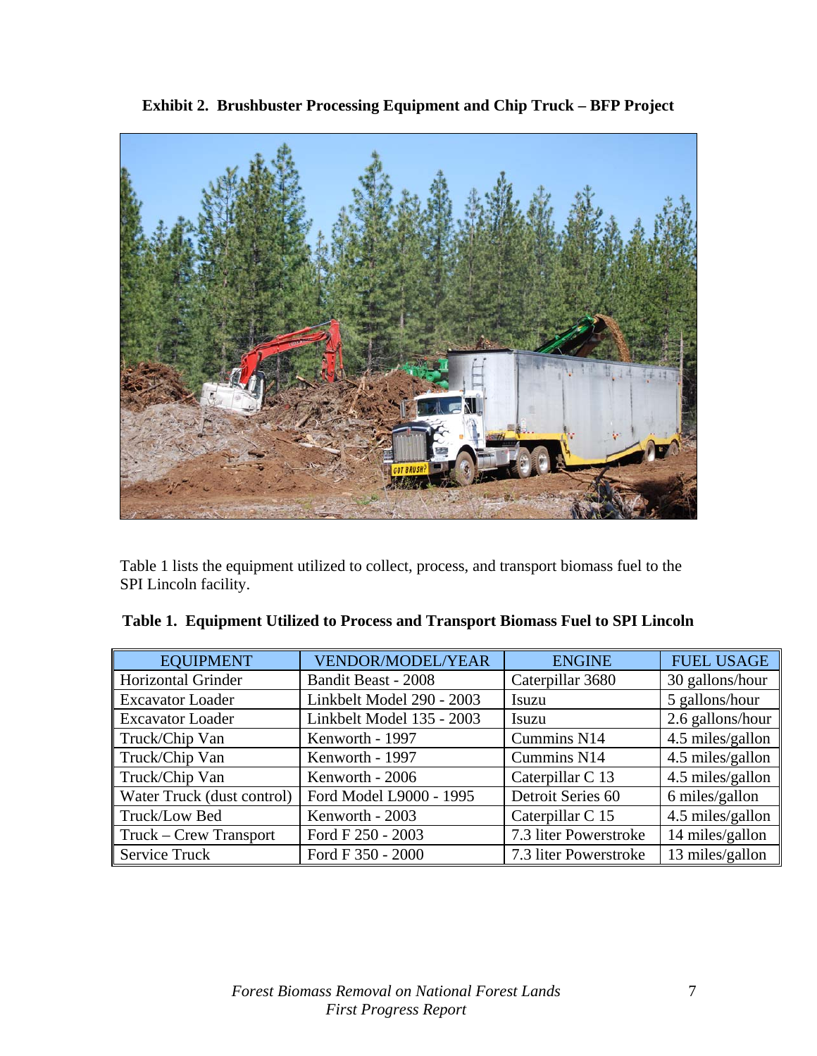**Exhibit 2. Brushbuster Processing Equipment and Chip Truck – BFP Project**

Table 1 lists the equipment utilized to collect, process, and transport biomass fuel to the SPI Lincoln facility.

**Table 1. Equipment Utilized to Process and Transport Biomass Fuel to SPI Lincoln**

| EQUIPMENT | VENDOR/MODEL/YEAR | ENGINE | FUEL USAGE |
|---|---|---|---|
| Horizontal Grinder | Bandit Beast - 2008 | Caterpillar 3680 | 30 gallons/hour |
| Excavator Loader | Linkbelt Model 290 - 2003 | Isuzu | 5 gallons/hour |
| Excavator Loader | Linkbelt Model 135 - 2003 | Isuzu | 2.6 gallons/hour |
| Truck/Chip Van | Kenworth - 1997 | Cummins N14 | 4.5 miles/gallon |
| Truck/Chip Van | Kenworth - 1997 | Cummins N14 | 4.5 miles/gallon |
| Truck/Chip Van | Kenworth - 2006 | Caterpillar C 13 | 4.5 miles/gallon |
| Water Truck (dust control) | Ford Model L9000 - 1995 | Detroit Series 60 | 6 miles/gallon |
| Truck/Low Bed | Kenworth - 2003 | Caterpillar C 15 | 4.5 miles/gallon |
| Truck – Crew Transport | Ford F 250 - 2003 | 7.3 liter Powerstroke | 14 miles/gallon |
| Service Truck | Ford F 350 - 2000 | 7.3 liter Powerstroke | 13 miles/gallon |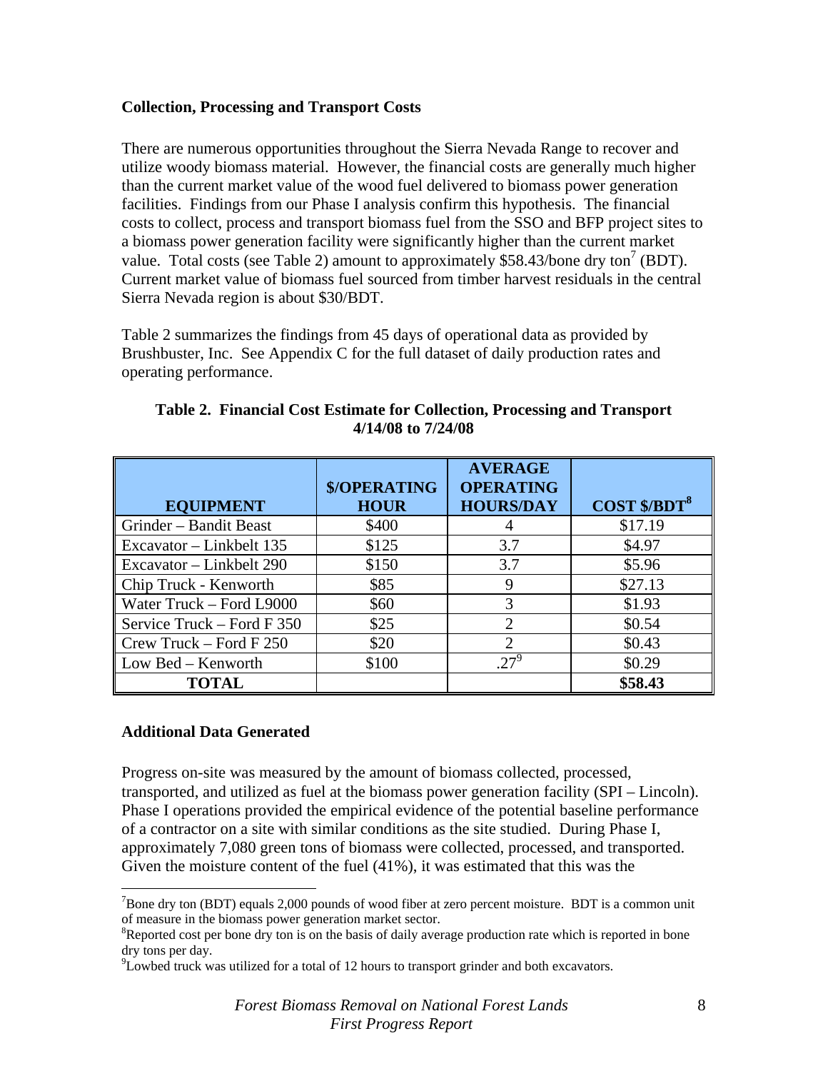**Collection, Processing and Transport Costs**

There are numerous opportunities throughout the Sierra Nevada Range to recover and utilize woody biomass material. However, the financial costs are generally much higher than the current market value of the wood fuel delivered to biomass power generation facilities. Findings from our Phase I analysis confirm this hypothesis. The financial costs to collect, process and transport biomass fuel from the SSO and BFP project sites to a biomass power generation facility were significantly higher than the current market value. Total costs (see Table 2) amount to approximately $58.43/bone dry ton[7] (BDT). Current market value of biomass fuel sourced from timber harvest residuals in the central Sierra Nevada region is about $30/BDT.

Table 2 summarizes the findings from 45 days of operational data as provided by Brushbuster, Inc. See Appendix C for the full dataset of daily production rates and operating performance.

**Table 2. Financial Cost Estimate for Collection, Processing and Transport 4/14/08 to 7/24/08**

| EQUIPMENT | $/OPERATING HOUR | AVERAGE OPERATING HOURS/DAY | COST $/BDT[8] |
|---|---|---|---|
| Grinder – Bandit Beast | $400 | 4 | $17.19 |
| Excavator – Linkbelt 135 | $125 | 3.7 | $4.97 |
| Excavator – Linkbelt 290 | $150 | 3.7 | $5.96 |
| Chip Truck - Kenworth | $85 | 9 | $27.13 |
| Water Truck – Ford L9000 | $60 | 3 | $1.93 |
| Service Truck – Ford F 350 | $25 | 2 | $0.54 |
| Crew Truck – Ford F 250 | $20 | 2 | $0.43 |
| Low Bed – Kenworth | $100 | .27[9] | $0.29 |
| **TOTAL** | | | **$58.43** |

**Additional Data Generated**

Progress on-site was measured by the amount of biomass collected, processed, transported, and utilized as fuel at the biomass power generation facility (SPI – Lincoln). Phase I operations provided the empirical evidence of the potential baseline performance of a contractor on a site with similar conditions as the site studied. During Phase I, approximately 7,080 green tons of biomass were collected, processed, and transported. Given the moisture content of the fuel (41%), it was estimated that this was the

---

[7]Bone dry ton (BDT) equals 2,000 pounds of wood fiber at zero percent moisture. BDT is a common unit of measure in the biomass power generation market sector.

[8]Reported cost per bone dry ton is on the basis of daily average production rate which is reported in bone dry tons per day.

[9]Lowbed truck was utilized for a total of 12 hours to transport grinder and both excavators.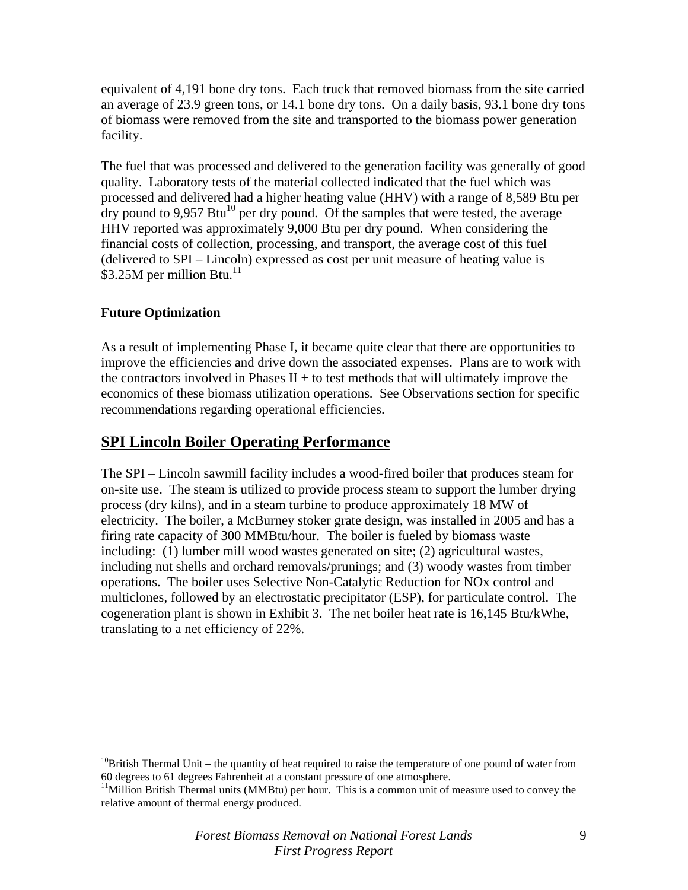equivalent of 4,191 bone dry tons. Each truck that removed biomass from the site carried an average of 23.9 green tons, or 14.1 bone dry tons. On a daily basis, 93.1 bone dry tons of biomass were removed from the site and transported to the biomass power generation facility.

The fuel that was processed and delivered to the generation facility was generally of good quality. Laboratory tests of the material collected indicated that the fuel which was processed and delivered had a higher heating value (HHV) with a range of 8,589 Btu per dry pound to 9,957 Btu[10] per dry pound. Of the samples that were tested, the average HHV reported was approximately 9,000 Btu per dry pound. When considering the financial costs of collection, processing, and transport, the average cost of this fuel (delivered to SPI – Lincoln) expressed as cost per unit measure of heating value is $3.25M per million Btu.[11]

**Future Optimization**

As a result of implementing Phase I, it became quite clear that there are opportunities to improve the efficiencies and drive down the associated expenses. Plans are to work with the contractors involved in Phases II + to test methods that will ultimately improve the economics of these biomass utilization operations. See Observations section for specific recommendations regarding operational efficiencies.

## SPI Lincoln Boiler Operating Performance

The SPI – Lincoln sawmill facility includes a wood-fired boiler that produces steam for on-site use. The steam is utilized to provide process steam to support the lumber drying process (dry kilns), and in a steam turbine to produce approximately 18 MW of electricity. The boiler, a McBurney stoker grate design, was installed in 2005 and has a firing rate capacity of 300 MMBtu/hour. The boiler is fueled by biomass waste including: (1) lumber mill wood wastes generated on site; (2) agricultural wastes, including nut shells and orchard removals/prunings; and (3) woody wastes from timber operations. The boiler uses Selective Non-Catalytic Reduction for NOx control and multiclones, followed by an electrostatic precipitator (ESP), for particulate control. The cogeneration plant is shown in Exhibit 3. The net boiler heat rate is 16,145 Btu/kWhe, translating to a net efficiency of 22%.

---

[10] British Thermal Unit – the quantity of heat required to raise the temperature of one pound of water from 60 degrees to 61 degrees Fahrenheit at a constant pressure of one atmosphere.

[11] Million British Thermal units (MMBtu) per hour. This is a common unit of measure used to convey the relative amount of thermal energy produced.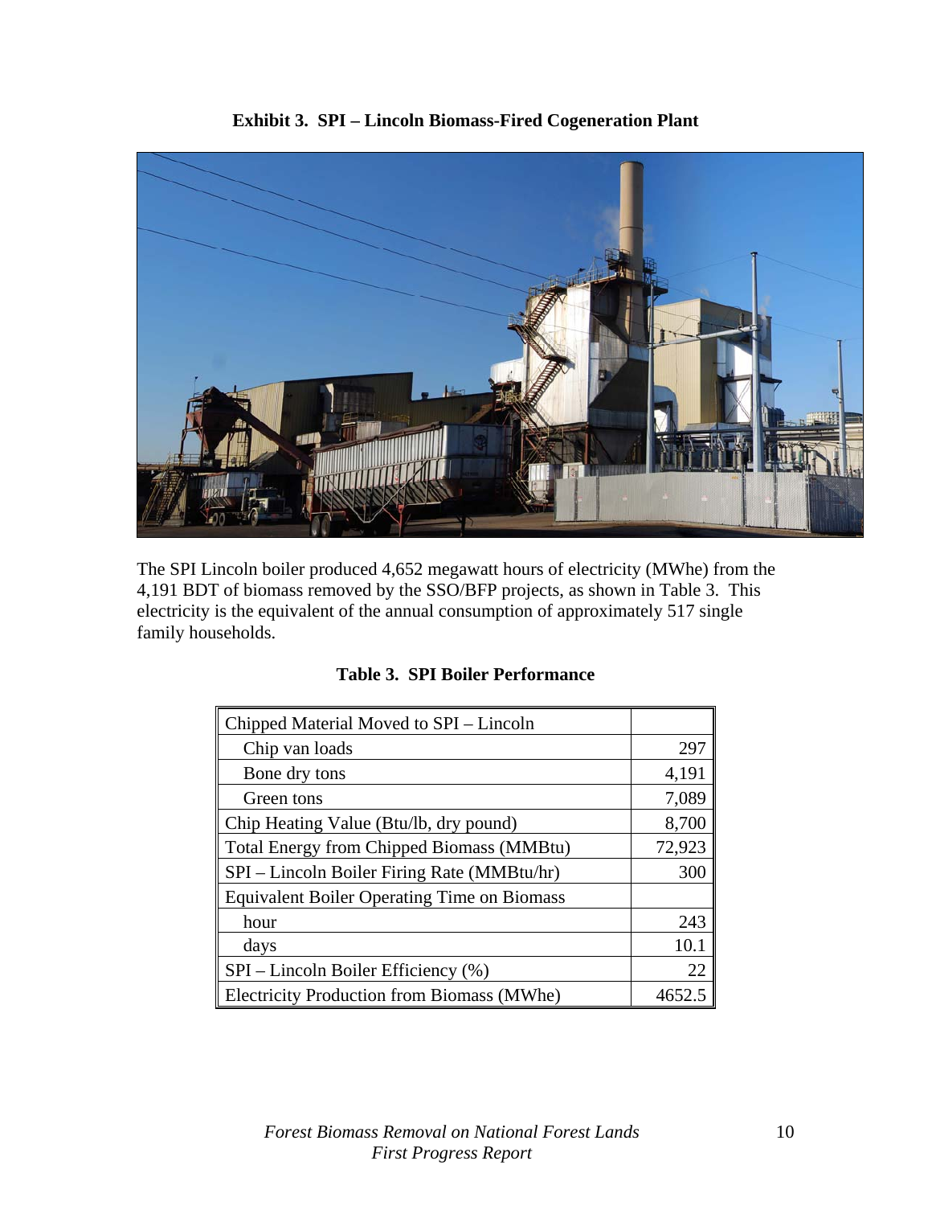**Exhibit 3. SPI – Lincoln Biomass-Fired Cogeneration Plant**

The SPI Lincoln boiler produced 4,652 megawatt hours of electricity (MWhe) from the 4,191 BDT of biomass removed by the SSO/BFP projects, as shown in Table 3. This electricity is the equivalent of the annual consumption of approximately 517 single family households.

**Table 3. SPI Boiler Performance**

| | |
|---|---|
| Chipped Material Moved to SPI – Lincoln | |
| Chip van loads | 297 |
| Bone dry tons | 4,191 |
| Green tons | 7,089 |
| Chip Heating Value (Btu/lb, dry pound) | 8,700 |
| Total Energy from Chipped Biomass (MMBtu) | 72,923 |
| SPI – Lincoln Boiler Firing Rate (MMBtu/hr) | 300 |
| Equivalent Boiler Operating Time on Biomass | |
| hour | 243 |
| days | 10.1 |
| SPI – Lincoln Boiler Efficiency (%) | 22 |
| Electricity Production from Biomass (MWhe) | 4652.5 |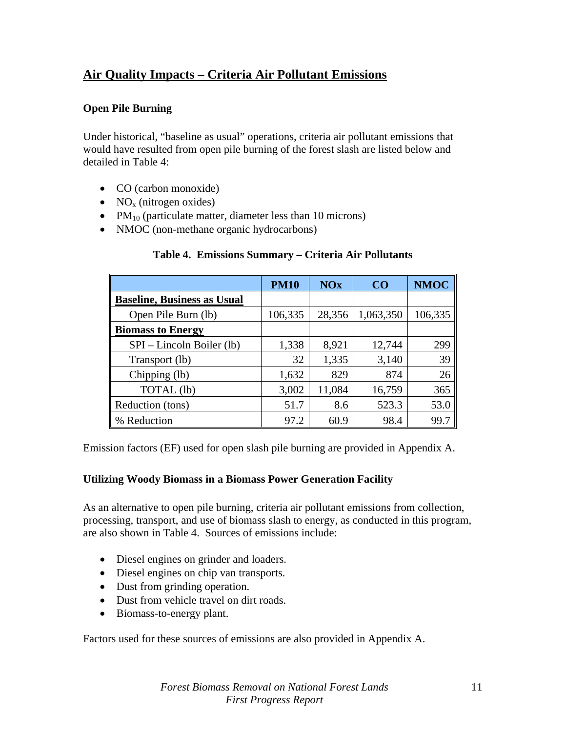## Air Quality Impacts – Criteria Air Pollutant Emissions

### Open Pile Burning

Under historical, "baseline as usual" operations, criteria air pollutant emissions that would have resulted from open pile burning of the forest slash are listed below and detailed in Table 4:

- CO (carbon monoxide)
- $NO_x$ (nitrogen oxides)
- $PM_{10}$ (particulate matter, diameter less than 10 microns)
- NMOC (non-methane organic hydrocarbons)

**Table 4. Emissions Summary – Criteria Air Pollutants**

| | PM10 | NOx | CO | NMOC |
|---|---|---|---|---|
| **Baseline, Business as Usual** | | | | |
| Open Pile Burn (lb) | 106,335 | 28,356 | 1,063,350 | 106,335 |
| **Biomass to Energy** | | | | |
| SPI – Lincoln Boiler (lb) | 1,338 | 8,921 | 12,744 | 299 |
| Transport (lb) | 32 | 1,335 | 3,140 | 39 |
| Chipping (lb) | 1,632 | 829 | 874 | 26 |
| TOTAL (lb) | 3,002 | 11,084 | 16,759 | 365 |
| Reduction (tons) | 51.7 | 8.6 | 523.3 | 53.0 |
| % Reduction | 97.2 | 60.9 | 98.4 | 99.7 |

Emission factors (EF) used for open slash pile burning are provided in Appendix A.

### Utilizing Woody Biomass in a Biomass Power Generation Facility

As an alternative to open pile burning, criteria air pollutant emissions from collection, processing, transport, and use of biomass slash to energy, as conducted in this program, are also shown in Table 4. Sources of emissions include:

- Diesel engines on grinder and loaders.
- Diesel engines on chip van transports.
- Dust from grinding operation.
- Dust from vehicle travel on dirt roads.
- Biomass-to-energy plant.

Factors used for these sources of emissions are also provided in Appendix A.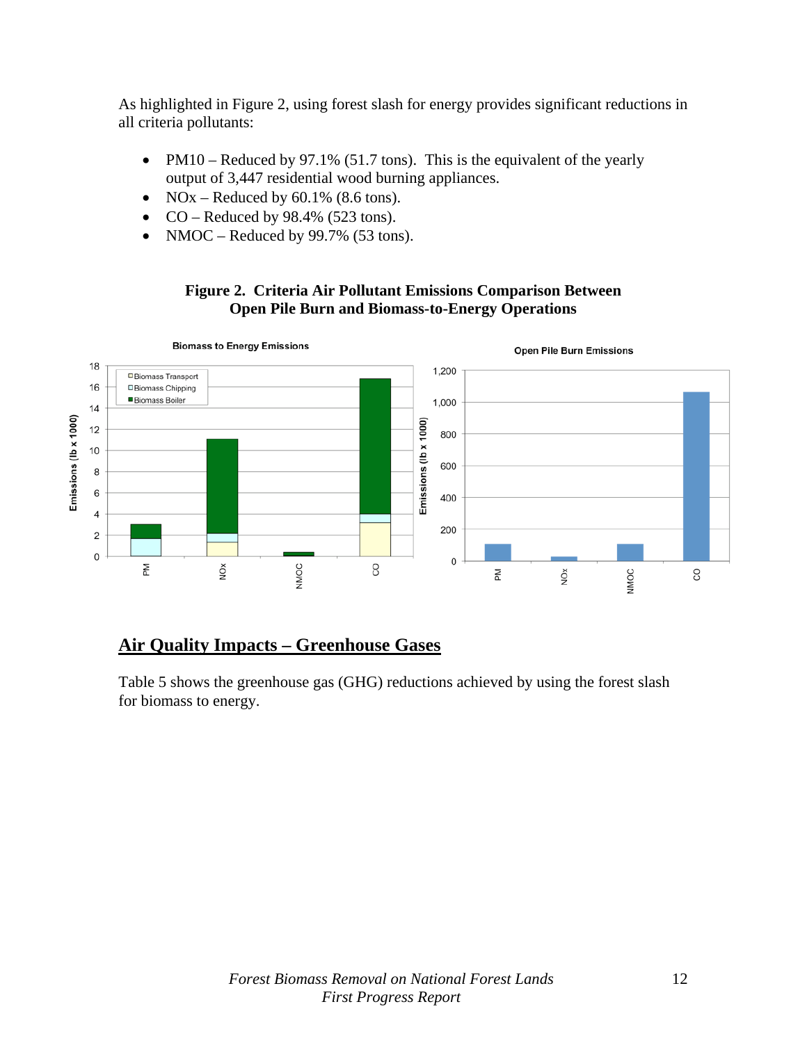As highlighted in Figure 2, using forest slash for energy provides significant reductions in all criteria pollutants:

- PM10 – Reduced by 97.1% (51.7 tons). This is the equivalent of the yearly output of 3,447 residential wood burning appliances.
- NOx – Reduced by 60.1% (8.6 tons).
- CO – Reduced by 98.4% (523 tons).
- NMOC – Reduced by 99.7% (53 tons).

**Figure 2. Criteria Air Pollutant Emissions Comparison Between Open Pile Burn and Biomass-to-Energy Operations**

## Air Quality Impacts – Greenhouse Gases

Table 5 shows the greenhouse gas (GHG) reductions achieved by using the forest slash for biomass to energy.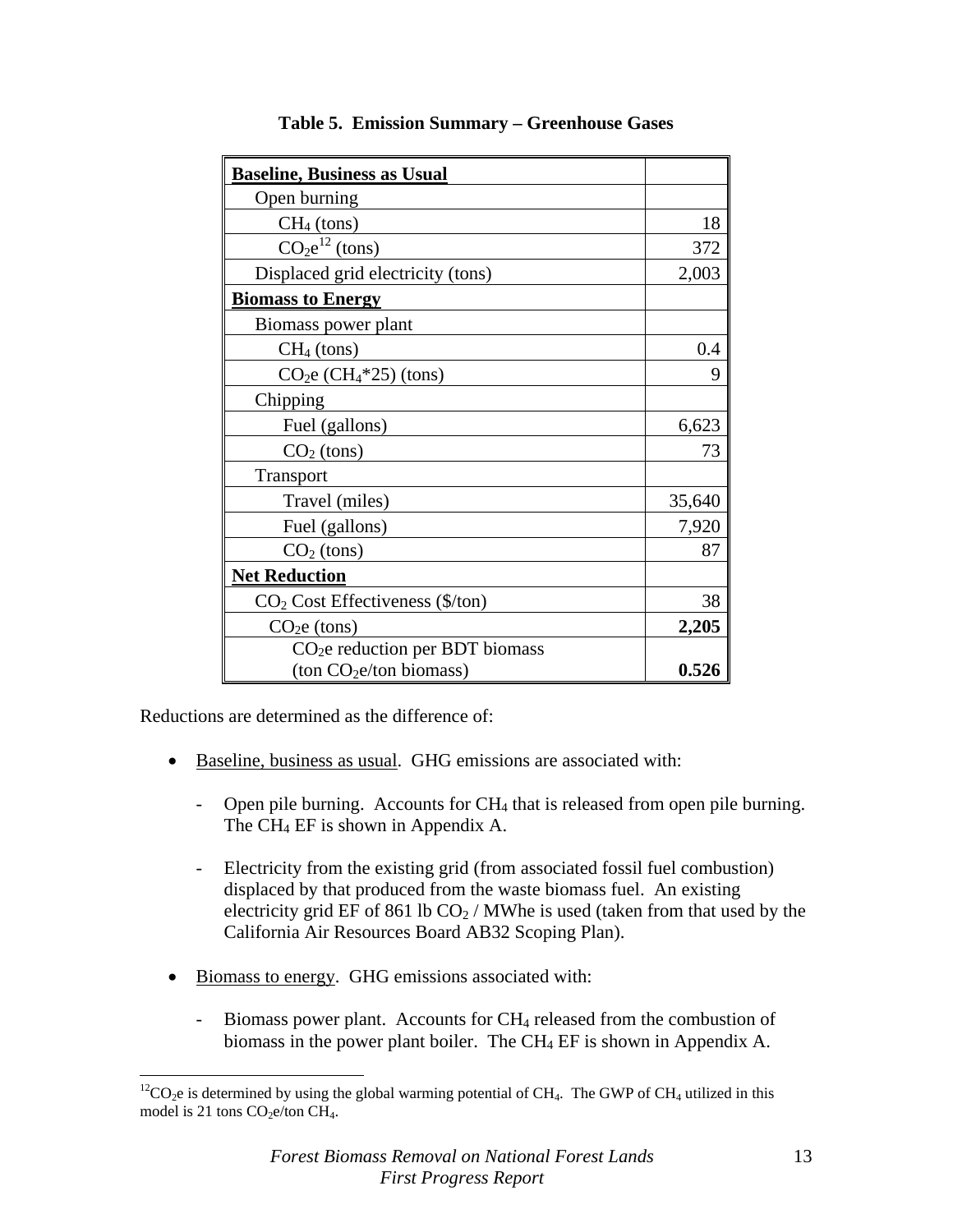**Table 5. Emission Summary – Greenhouse Gases**

| **Baseline, Business as Usual** | |
|---|---|
| Open burning | |
| $CH_4$ (tons) | 18 |
| $CO_2e$[12] (tons) | 372 |
| Displaced grid electricity (tons) | 2,003 |
| **Biomass to Energy** | |
| Biomass power plant | |
| $CH_4$ (tons) | 0.4 |
| $CO_2e$ ($CH_4$*25) (tons) | 9 |
| Chipping | |
| Fuel (gallons) | 6,623 |
| $CO_2$ (tons) | 73 |
| Transport | |
| Travel (miles) | 35,640 |
| Fuel (gallons) | 7,920 |
| $CO_2$ (tons) | 87 |
| **Net Reduction** | |
| $CO_2$ Cost Effectiveness ($/ton) | 38 |
| $CO_2e$ (tons) | **2,205** |
| $CO_2e$ reduction per BDT biomass (ton $CO_2e$/ton biomass) | **0.526** |

Reductions are determined as the difference of:

- Baseline, business as usual. GHG emissions are associated with:
  - Open pile burning. Accounts for $CH_4$ that is released from open pile burning. The $CH_4$ EF is shown in Appendix A.
  - Electricity from the existing grid (from associated fossil fuel combustion) displaced by that produced from the waste biomass fuel. An existing electricity grid EF of 861 lb $CO_2$ / MWhe is used (taken from that used by the California Air Resources Board AB32 Scoping Plan).
- Biomass to energy. GHG emissions associated with:
  - Biomass power plant. Accounts for $CH_4$ released from the combustion of biomass in the power plant boiler. The $CH_4$ EF is shown in Appendix A.

[12] $CO_2e$ is determined by using the global warming potential of $CH_4$. The GWP of $CH_4$ utilized in this model is 21 tons $CO_2e$/ton $CH_4$.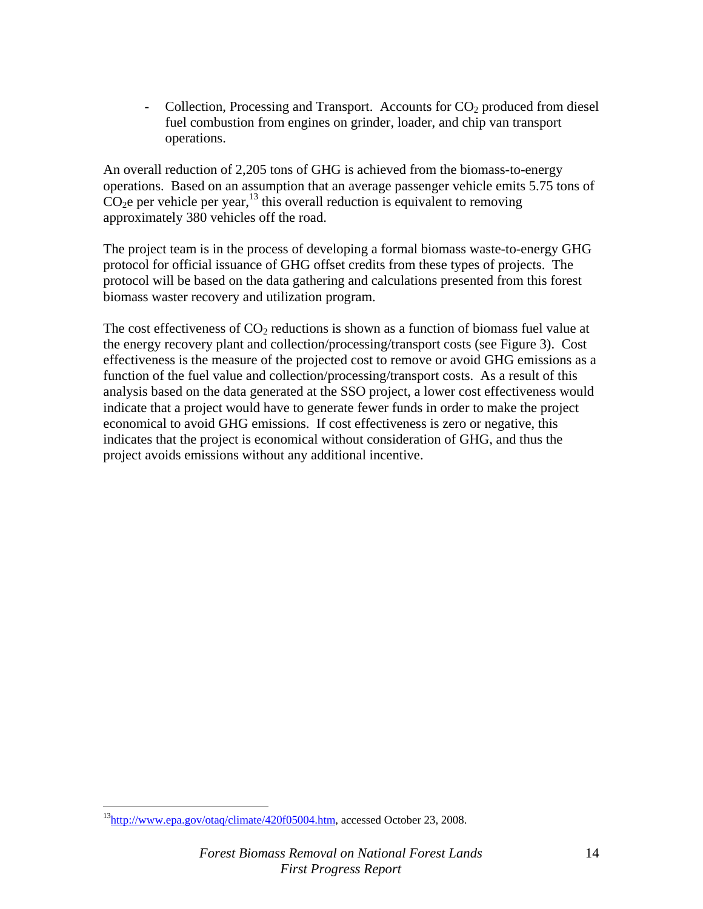- Collection, Processing and Transport. Accounts for $CO_2$ produced from diesel fuel combustion from engines on grinder, loader, and chip van transport operations.

An overall reduction of 2,205 tons of GHG is achieved from the biomass-to-energy operations. Based on an assumption that an average passenger vehicle emits 5.75 tons of $CO_2e$ per vehicle per year,[13] this overall reduction is equivalent to removing approximately 380 vehicles off the road.

The project team is in the process of developing a formal biomass waste-to-energy GHG protocol for official issuance of GHG offset credits from these types of projects. The protocol will be based on the data gathering and calculations presented from this forest biomass waster recovery and utilization program.

The cost effectiveness of $CO_2$ reductions is shown as a function of biomass fuel value at the energy recovery plant and collection/processing/transport costs (see Figure 3). Cost effectiveness is the measure of the projected cost to remove or avoid GHG emissions as a function of the fuel value and collection/processing/transport costs. As a result of this analysis based on the data generated at the SSO project, a lower cost effectiveness would indicate that a project would have to generate fewer funds in order to make the project economical to avoid GHG emissions. If cost effectiveness is zero or negative, this indicates that the project is economical without consideration of GHG, and thus the project avoids emissions without any additional incentive.

---

[13] http://www.epa.gov/otaq/climate/420f05004.htm, accessed October 23, 2008.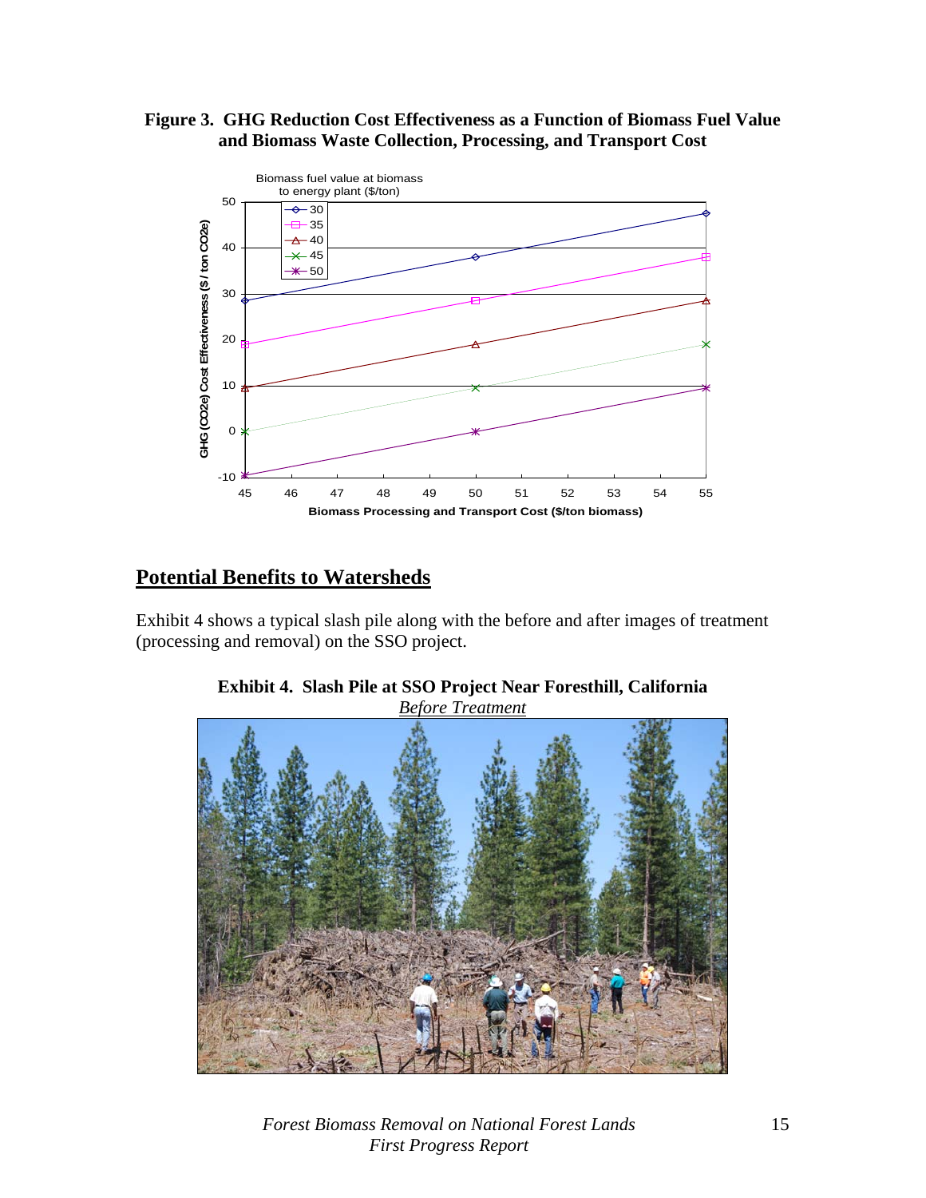**Figure 3. GHG Reduction Cost Effectiveness as a Function of Biomass Fuel Value and Biomass Waste Collection, Processing, and Transport Cost**

## Potential Benefits to Watersheds

Exhibit 4 shows a typical slash pile along with the before and after images of treatment (processing and removal) on the SSO project.

**Exhibit 4. Slash Pile at SSO Project Near Foresthill, California**
*Before Treatment*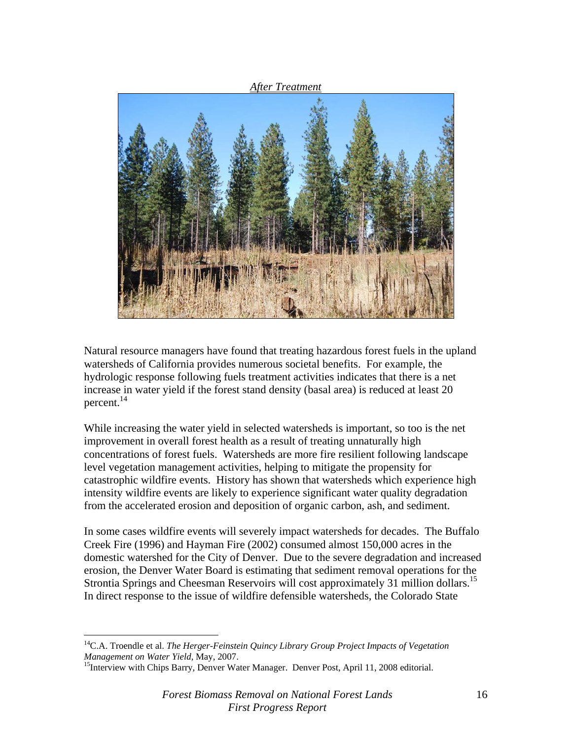*After Treatment*

Natural resource managers have found that treating hazardous forest fuels in the upland watersheds of California provides numerous societal benefits. For example, the hydrologic response following fuels treatment activities indicates that there is a net increase in water yield if the forest stand density (basal area) is reduced at least 20 percent.[14]

While increasing the water yield in selected watersheds is important, so too is the net improvement in overall forest health as a result of treating unnaturally high concentrations of forest fuels. Watersheds are more fire resilient following landscape level vegetation management activities, helping to mitigate the propensity for catastrophic wildfire events. History has shown that watersheds which experience high intensity wildfire events are likely to experience significant water quality degradation from the accelerated erosion and deposition of organic carbon, ash, and sediment.

In some cases wildfire events will severely impact watersheds for decades. The Buffalo Creek Fire (1996) and Hayman Fire (2002) consumed almost 150,000 acres in the domestic watershed for the City of Denver. Due to the severe degradation and increased erosion, the Denver Water Board is estimating that sediment removal operations for the Strontia Springs and Cheesman Reservoirs will cost approximately 31 million dollars.[15] In direct response to the issue of wildfire defensible watersheds, the Colorado State

---

[14] C.A. Troendle et al. *The Herger-Feinstein Quincy Library Group Project Impacts of Vegetation Management on Water Yield,* May, 2007.

[15] Interview with Chips Barry, Denver Water Manager. Denver Post, April 11, 2008 editorial.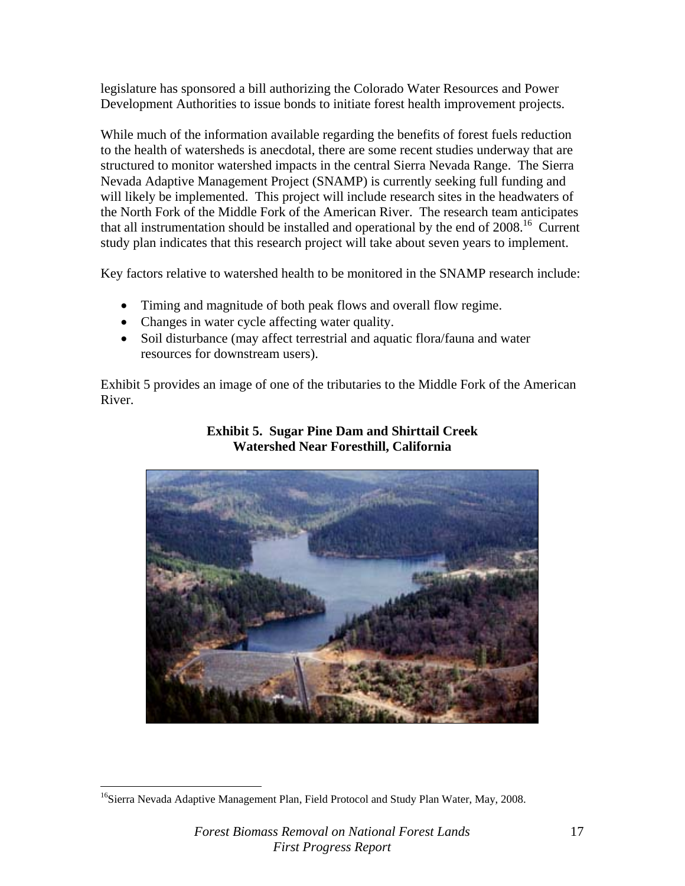legislature has sponsored a bill authorizing the Colorado Water Resources and Power Development Authorities to issue bonds to initiate forest health improvement projects.

While much of the information available regarding the benefits of forest fuels reduction to the health of watersheds is anecdotal, there are some recent studies underway that are structured to monitor watershed impacts in the central Sierra Nevada Range. The Sierra Nevada Adaptive Management Project (SNAMP) is currently seeking full funding and will likely be implemented. This project will include research sites in the headwaters of the North Fork of the Middle Fork of the American River. The research team anticipates that all instrumentation should be installed and operational by the end of 2008.[16] Current study plan indicates that this research project will take about seven years to implement.

Key factors relative to watershed health to be monitored in the SNAMP research include:

- Timing and magnitude of both peak flows and overall flow regime.
- Changes in water cycle affecting water quality.
- Soil disturbance (may affect terrestrial and aquatic flora/fauna and water resources for downstream users).

Exhibit 5 provides an image of one of the tributaries to the Middle Fork of the American River.

**Exhibit 5. Sugar Pine Dam and Shirttail Creek Watershed Near Foresthill, California**

[16] Sierra Nevada Adaptive Management Plan, Field Protocol and Study Plan Water, May, 2008.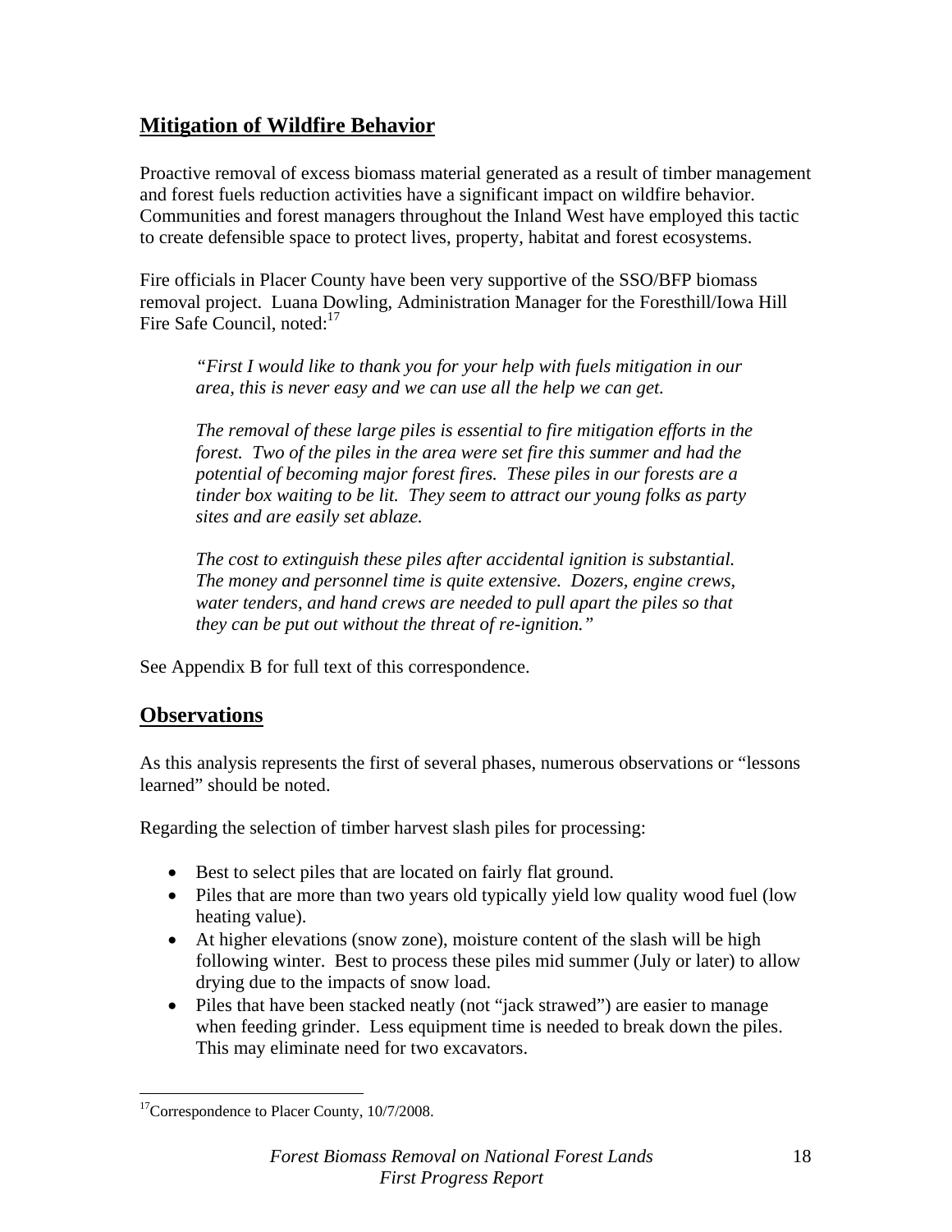## Mitigation of Wildfire Behavior

Proactive removal of excess biomass material generated as a result of timber management and forest fuels reduction activities have a significant impact on wildfire behavior. Communities and forest managers throughout the Inland West have employed this tactic to create defensible space to protect lives, property, habitat and forest ecosystems.

Fire officials in Placer County have been very supportive of the SSO/BFP biomass removal project. Luana Dowling, Administration Manager for the Foresthill/Iowa Hill Fire Safe Council, noted:[17]

> *"First I would like to thank you for your help with fuels mitigation in our area, this is never easy and we can use all the help we can get.*
>
> *The removal of these large piles is essential to fire mitigation efforts in the forest. Two of the piles in the area were set fire this summer and had the potential of becoming major forest fires. These piles in our forests are a tinder box waiting to be lit. They seem to attract our young folks as party sites and are easily set ablaze.*
>
> *The cost to extinguish these piles after accidental ignition is substantial. The money and personnel time is quite extensive. Dozers, engine crews, water tenders, and hand crews are needed to pull apart the piles so that they can be put out without the threat of re-ignition."*

See Appendix B for full text of this correspondence.

## Observations

As this analysis represents the first of several phases, numerous observations or "lessons learned" should be noted.

Regarding the selection of timber harvest slash piles for processing:

- Best to select piles that are located on fairly flat ground.
- Piles that are more than two years old typically yield low quality wood fuel (low heating value).
- At higher elevations (snow zone), moisture content of the slash will be high following winter. Best to process these piles mid summer (July or later) to allow drying due to the impacts of snow load.
- Piles that have been stacked neatly (not "jack strawed") are easier to manage when feeding grinder. Less equipment time is needed to break down the piles. This may eliminate need for two excavators.

---

[17] Correspondence to Placer County, 10/7/2008.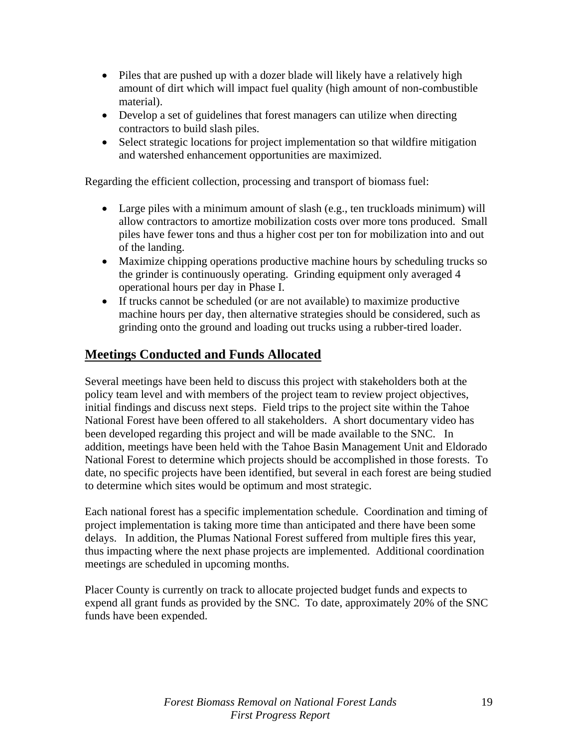- Piles that are pushed up with a dozer blade will likely have a relatively high amount of dirt which will impact fuel quality (high amount of non-combustible material).
- Develop a set of guidelines that forest managers can utilize when directing contractors to build slash piles.
- Select strategic locations for project implementation so that wildfire mitigation and watershed enhancement opportunities are maximized.

Regarding the efficient collection, processing and transport of biomass fuel:

- Large piles with a minimum amount of slash (e.g., ten truckloads minimum) will allow contractors to amortize mobilization costs over more tons produced. Small piles have fewer tons and thus a higher cost per ton for mobilization into and out of the landing.
- Maximize chipping operations productive machine hours by scheduling trucks so the grinder is continuously operating. Grinding equipment only averaged 4 operational hours per day in Phase I.
- If trucks cannot be scheduled (or are not available) to maximize productive machine hours per day, then alternative strategies should be considered, such as grinding onto the ground and loading out trucks using a rubber-tired loader.

## Meetings Conducted and Funds Allocated

Several meetings have been held to discuss this project with stakeholders both at the policy team level and with members of the project team to review project objectives, initial findings and discuss next steps. Field trips to the project site within the Tahoe National Forest have been offered to all stakeholders. A short documentary video has been developed regarding this project and will be made available to the SNC. In addition, meetings have been held with the Tahoe Basin Management Unit and Eldorado National Forest to determine which projects should be accomplished in those forests. To date, no specific projects have been identified, but several in each forest are being studied to determine which sites would be optimum and most strategic.

Each national forest has a specific implementation schedule. Coordination and timing of project implementation is taking more time than anticipated and there have been some delays. In addition, the Plumas National Forest suffered from multiple fires this year, thus impacting where the next phase projects are implemented. Additional coordination meetings are scheduled in upcoming months.

Placer County is currently on track to allocate projected budget funds and expects to expend all grant funds as provided by the SNC. To date, approximately 20% of the SNC funds have been expended.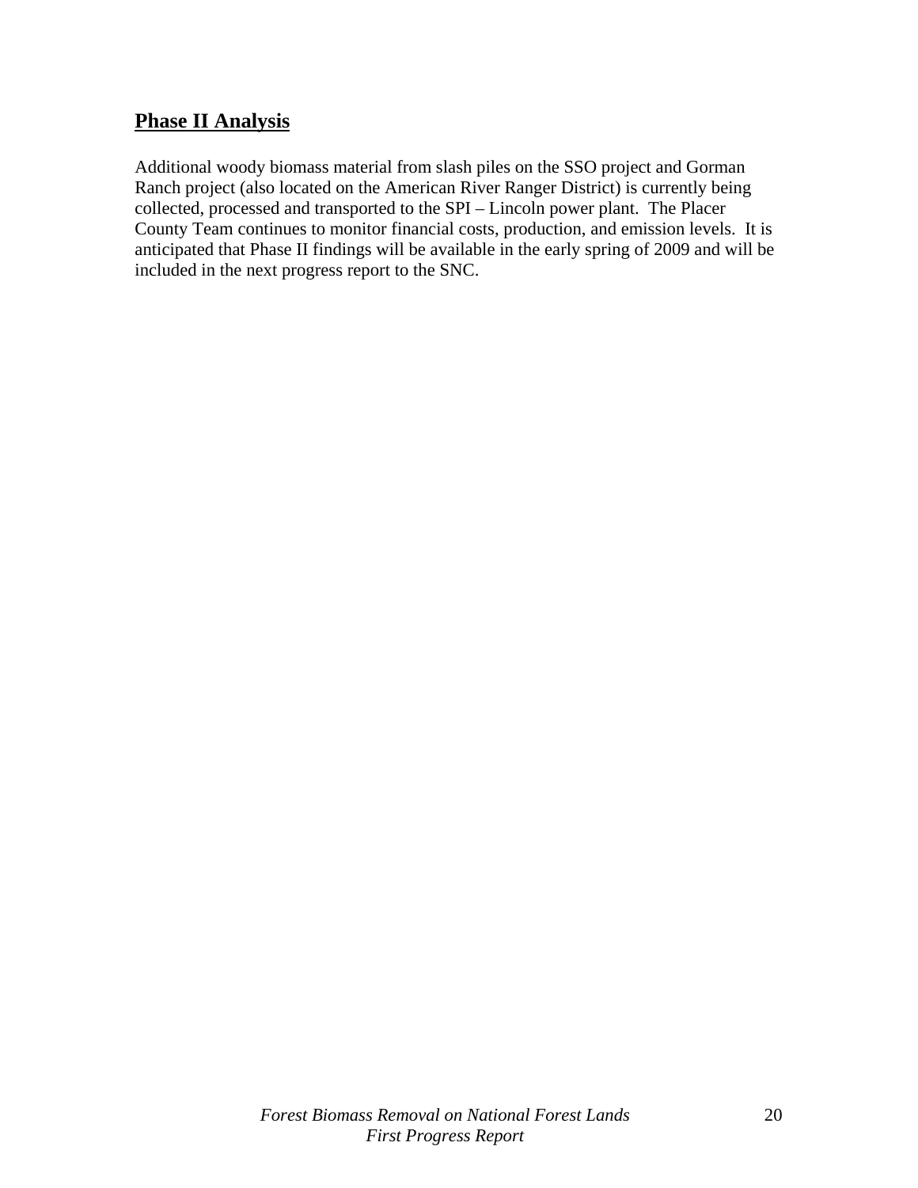## Phase II Analysis

Additional woody biomass material from slash piles on the SSO project and Gorman Ranch project (also located on the American River Ranger District) is currently being collected, processed and transported to the SPI – Lincoln power plant. The Placer County Team continues to monitor financial costs, production, and emission levels. It is anticipated that Phase II findings will be available in the early spring of 2009 and will be included in the next progress report to the SNC.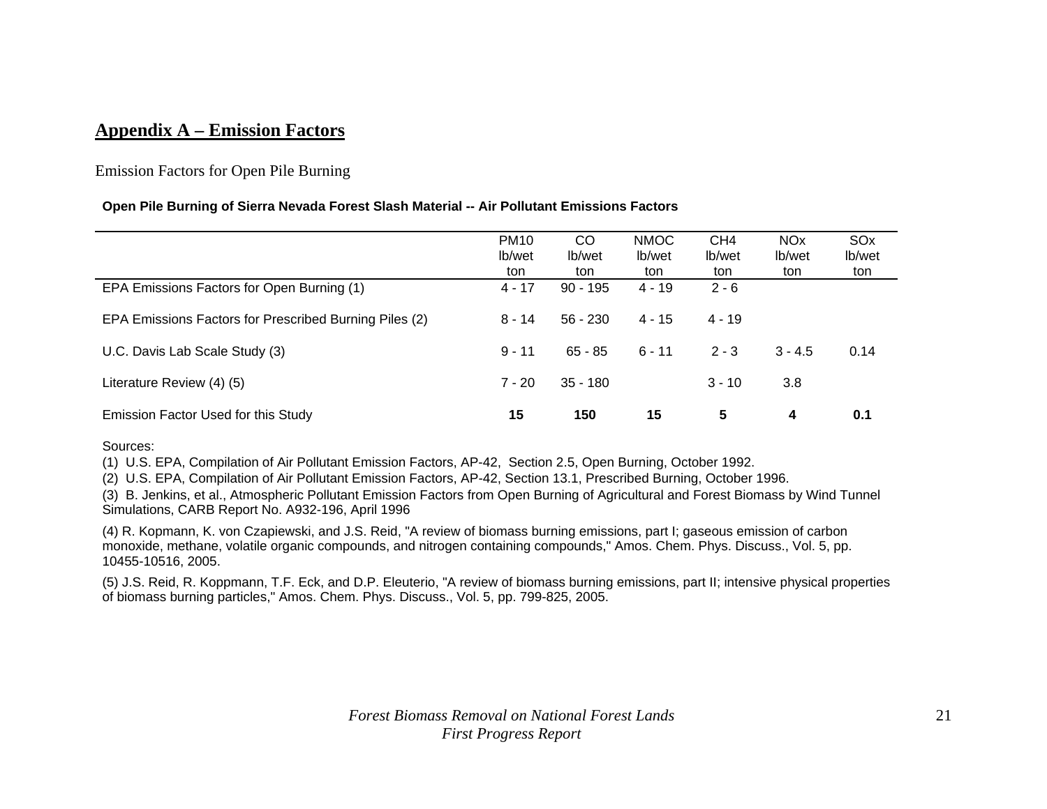## Appendix A – Emission Factors

Emission Factors for Open Pile Burning

**Open Pile Burning of Sierra Nevada Forest Slash Material -- Air Pollutant Emissions Factors**

| | PM10 lb/wet ton | CO lb/wet ton | NMOC lb/wet ton | CH4 lb/wet ton | NOx lb/wet ton | SOx lb/wet ton |
|---|---|---|---|---|---|---|
| EPA Emissions Factors for Open Burning (1) | 4 - 17 | 90 - 195 | 4 - 19 | 2 - 6 | | |
| EPA Emissions Factors for Prescribed Burning Piles (2) | 8 - 14 | 56 - 230 | 4 - 15 | 4 - 19 | | |
| U.C. Davis Lab Scale Study (3) | 9 - 11 | 65 - 85 | 6 - 11 | 2 - 3 | 3 - 4.5 | 0.14 |
| Literature Review (4) (5) | 7 - 20 | 35 - 180 | | 3 - 10 | 3.8 | |
| Emission Factor Used for this Study | **15** | **150** | **15** | **5** | **4** | **0.1** |

Sources:

(1) U.S. EPA, Compilation of Air Pollutant Emission Factors, AP-42, Section 2.5, Open Burning, October 1992.

(2) U.S. EPA, Compilation of Air Pollutant Emission Factors, AP-42, Section 13.1, Prescribed Burning, October 1996.

(3) B. Jenkins, et al., Atmospheric Pollutant Emission Factors from Open Burning of Agricultural and Forest Biomass by Wind Tunnel Simulations, CARB Report No. A932-196, April 1996

(4) R. Kopmann, K. von Czapiewski, and J.S. Reid, "A review of biomass burning emissions, part I; gaseous emission of carbon monoxide, methane, volatile organic compounds, and nitrogen containing compounds," Amos. Chem. Phys. Discuss., Vol. 5, pp. 10455-10516, 2005.

(5) J.S. Reid, R. Koppmann, T.F. Eck, and D.P. Eleuterio, "A review of biomass burning emissions, part II; intensive physical properties of biomass burning particles," Amos. Chem. Phys. Discuss., Vol. 5, pp. 799-825, 2005.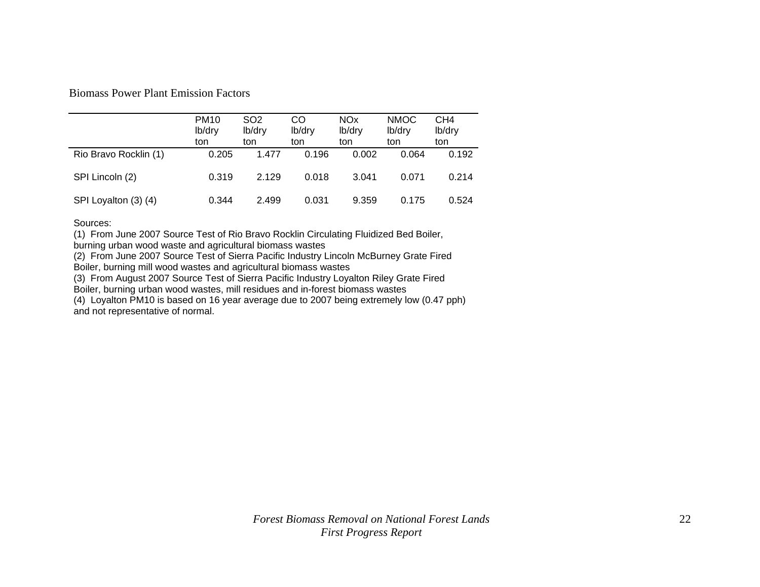Biomass Power Plant Emission Factors

| | PM10 lb/dry ton | SO2 lb/dry ton | CO lb/dry ton | NOx lb/dry ton | NMOC lb/dry ton | CH4 lb/dry ton |
|---|---|---|---|---|---|---|
| Rio Bravo Rocklin (1) | 0.205 | 1.477 | 0.196 | 0.002 | 0.064 | 0.192 |
| SPI Lincoln (2) | 0.319 | 2.129 | 0.018 | 3.041 | 0.071 | 0.214 |
| SPI Loyalton (3) (4) | 0.344 | 2.499 | 0.031 | 9.359 | 0.175 | 0.524 |

Sources:

(1) From June 2007 Source Test of Rio Bravo Rocklin Circulating Fluidized Bed Boiler, burning urban wood waste and agricultural biomass wastes

(2) From June 2007 Source Test of Sierra Pacific Industry Lincoln McBurney Grate Fired Boiler, burning mill wood wastes and agricultural biomass wastes

(3) From August 2007 Source Test of Sierra Pacific Industry Loyalton Riley Grate Fired Boiler, burning urban wood wastes, mill residues and in-forest biomass wastes

(4) Loyalton PM10 is based on 16 year average due to 2007 being extremely low (0.47 pph) and not representative of normal.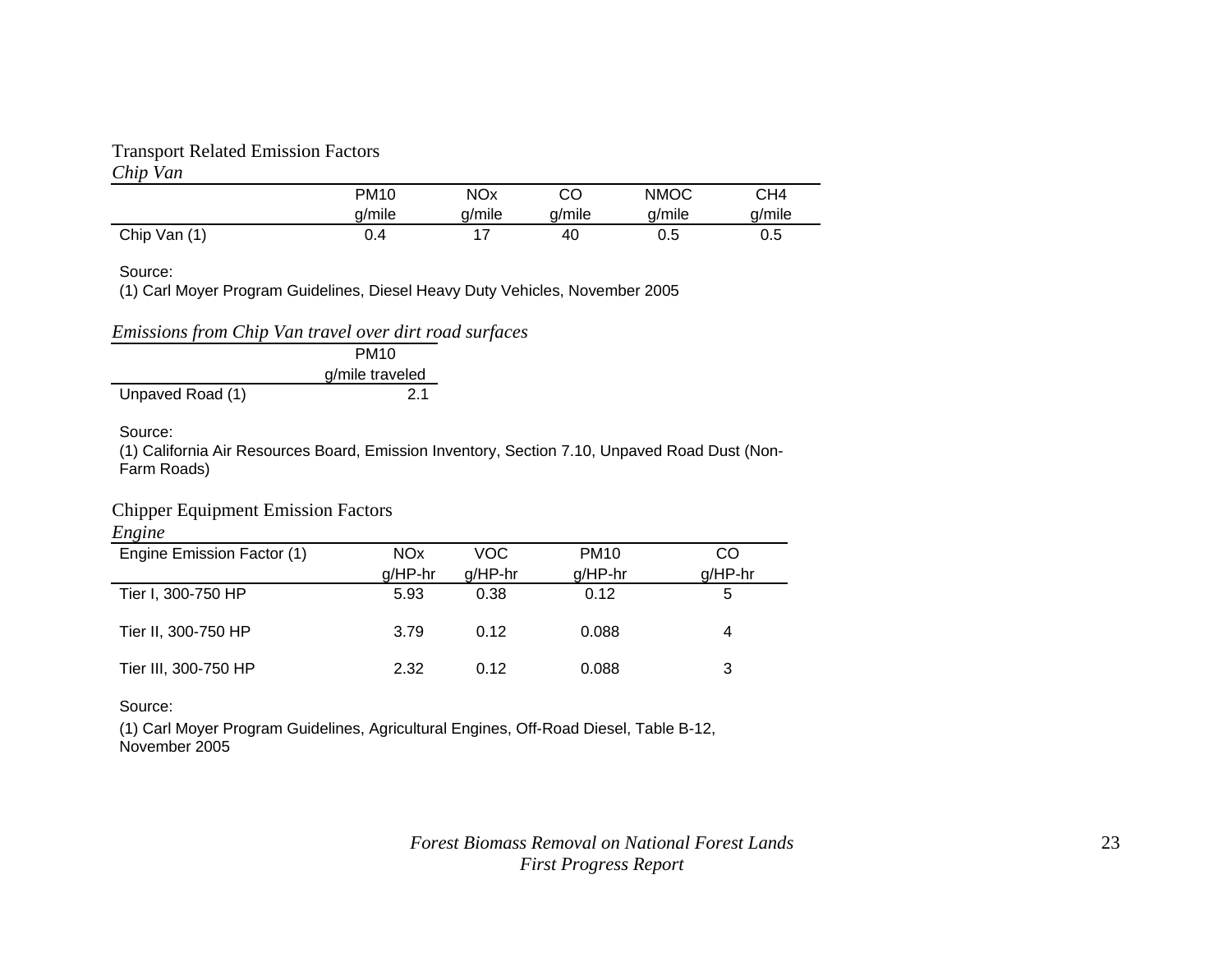## Transport Related Emission Factors

*Chip Van*

| | PM10 g/mile | NOx g/mile | CO g/mile | NMOC g/mile | CH4 g/mile |
|---|---|---|---|---|---|
| Chip Van (1) | 0.4 | 17 | 40 | 0.5 | 0.5 |

Source:

(1) Carl Moyer Program Guidelines, Diesel Heavy Duty Vehicles, November 2005

*Emissions from Chip Van travel over dirt road surfaces*

| | PM10 g/mile traveled |
|---|---|
| Unpaved Road (1) | 2.1 |

Source:

(1) California Air Resources Board, Emission Inventory, Section 7.10, Unpaved Road Dust (Non-Farm Roads)

## Chipper Equipment Emission Factors

*Engine*

| Engine Emission Factor (1) | NOx g/HP-hr | VOC g/HP-hr | PM10 g/HP-hr | CO g/HP-hr |
|---|---|---|---|---|
| Tier I, 300-750 HP | 5.93 | 0.38 | 0.12 | 5 |
| Tier II, 300-750 HP | 3.79 | 0.12 | 0.088 | 4 |
| Tier III, 300-750 HP | 2.32 | 0.12 | 0.088 | 3 |

Source:

(1) Carl Moyer Program Guidelines, Agricultural Engines, Off-Road Diesel, Table B-12, November 2005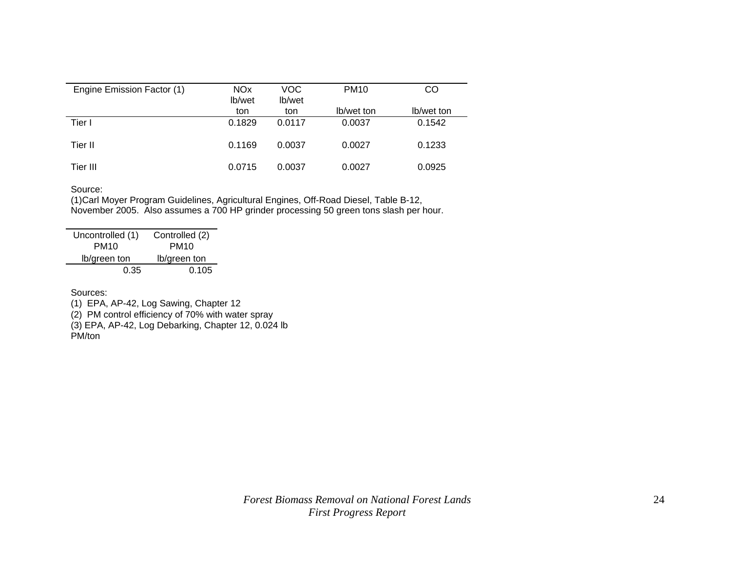| Engine Emission Factor (1) | NOx lb/wet ton | VOC lb/wet ton | PM10 lb/wet ton | CO lb/wet ton |
|---|---|---|---|---|
| Tier I | 0.1829 | 0.0117 | 0.0037 | 0.1542 |
| Tier II | 0.1169 | 0.0037 | 0.0027 | 0.1233 |
| Tier III | 0.0715 | 0.0037 | 0.0027 | 0.0925 |

Source:
(1)Carl Moyer Program Guidelines, Agricultural Engines, Off-Road Diesel, Table B-12, November 2005. Also assumes a 700 HP grinder processing 50 green tons slash per hour.

| Uncontrolled (1) PM10 lb/green ton | Controlled (2) PM10 lb/green ton |
|---|---|
| 0.35 | 0.105 |

Sources:
(1) EPA, AP-42, Log Sawing, Chapter 12
(2) PM control efficiency of 70% with water spray
(3) EPA, AP-42, Log Debarking, Chapter 12, 0.024 lb PM/ton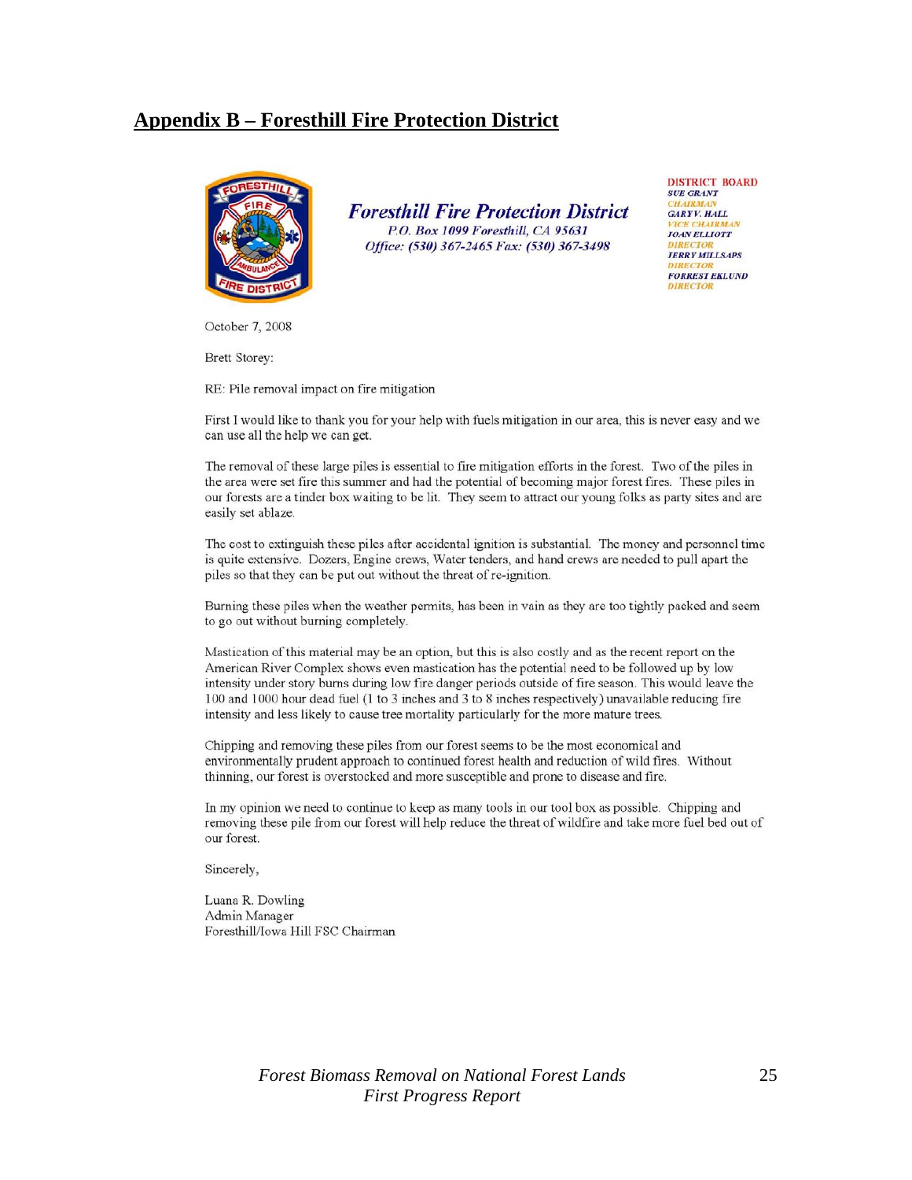## Appendix B – Foresthill Fire Protection District

**Foresthill Fire Protection District**
P.O. Box 1099 Foresthill, CA 95631
Office: (530) 367-2465 Fax: (530) 367-3498

DISTRICT BOARD
SUE GRANT
CHAIRMAN
GARY V. HALL
VICE CHAIRMAN
JOAN ELLIOTT
DIRECTOR
JERRY MILLSAPS
DIRECTOR
FORREST EKLUND
DIRECTOR

October 7, 2008

Brett Storey:

RE: Pile removal impact on fire mitigation

First I would like to thank you for your help with fuels mitigation in our area, this is never easy and we can use all the help we can get.

The removal of these large piles is essential to fire mitigation efforts in the forest. Two of the piles in the area were set fire this summer and had the potential of becoming major forest fires. These piles in our forests are a tinder box waiting to be lit. They seem to attract our young folks as party sites and are easily set ablaze.

The cost to extinguish these piles after accidental ignition is substantial. The money and personnel time is quite extensive. Dozers, Engine crews, Water tenders, and hand crews are needed to pull apart the piles so that they can be put out without the threat of re-ignition.

Burning these piles when the weather permits, has been in vain as they are too tightly packed and seem to go out without burning completely.

Mastication of this material may be an option, but this is also costly and as the recent report on the American River Complex shows even mastication has the potential need to be followed up by low intensity under story burns during low fire danger periods outside of fire season. This would leave the 100 and 1000 hour dead fuel (1 to 3 inches and 3 to 8 inches respectively) unavailable reducing fire intensity and less likely to cause tree mortality particularly for the more mature trees.

Chipping and removing these piles from our forest seems to be the most economical and environmentally prudent approach to continued forest health and reduction of wild fires. Without thinning, our forest is overstocked and more susceptible and prone to disease and fire.

In my opinion we need to continue to keep as many tools in our tool box as possible. Chipping and removing these pile from our forest will help reduce the threat of wildfire and take more fuel bed out of our forest.

Sincerely,

Luana R. Dowling
Admin Manager
Foresthill/Iowa Hill FSC Chairman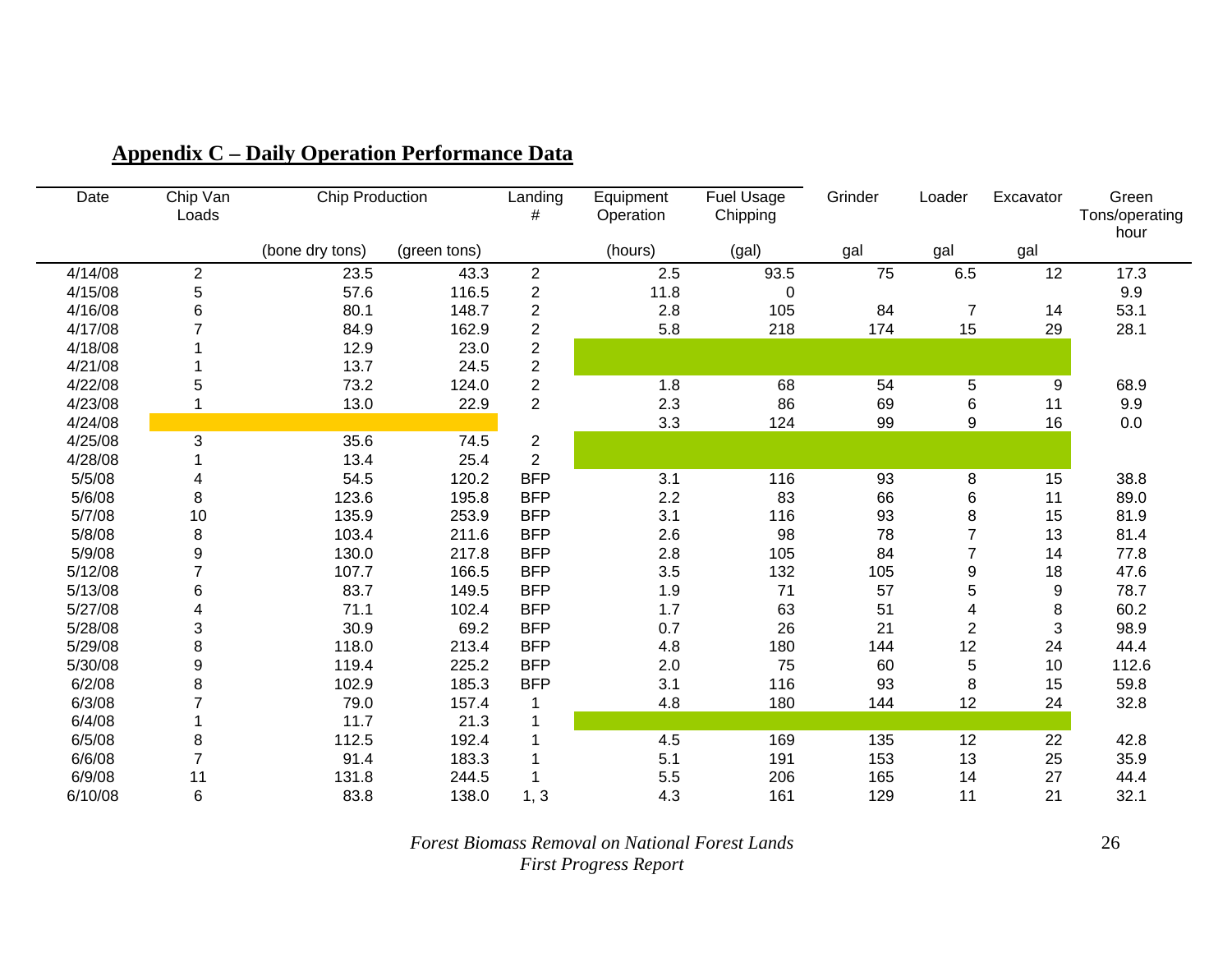## Appendix C – Daily Operation Performance Data

| Date | Chip Van Loads | Chip Production | | Landing # | Equipment Operation | Fuel Usage Chipping | Grinder | Loader | Excavator | Green Tons/operating hour |
|---|---|---|---|---|---|---|---|---|---|---|
| | | (bone dry tons) | (green tons) | | (hours) | (gal) | gal | gal | gal | |
| 4/14/08 | 2 | 23.5 | 43.3 | 2 | 2.5 | 93.5 | 75 | 6.5 | 12 | 17.3 |
| 4/15/08 | 5 | 57.6 | 116.5 | 2 | 11.8 | 0 | | | | 9.9 |
| 4/16/08 | 6 | 80.1 | 148.7 | 2 | 2.8 | 105 | 84 | 7 | 14 | 53.1 |
| 4/17/08 | 7 | 84.9 | 162.9 | 2 | 5.8 | 218 | 174 | 15 | 29 | 28.1 |
| 4/18/08 | 1 | 12.9 | 23.0 | 2 | | | | | | |
| 4/21/08 | 1 | 13.7 | 24.5 | 2 | | | | | | |
| 4/22/08 | 5 | 73.2 | 124.0 | 2 | 1.8 | 68 | 54 | 5 | 9 | 68.9 |
| 4/23/08 | 1 | 13.0 | 22.9 | 2 | 2.3 | 86 | 69 | 6 | 11 | 9.9 |
| 4/24/08 | | | | | 3.3 | 124 | 99 | 9 | 16 | 0.0 |
| 4/25/08 | 3 | 35.6 | 74.5 | 2 | | | | | | |
| 4/28/08 | 1 | 13.4 | 25.4 | 2 | | | | | | |
| 5/5/08 | 4 | 54.5 | 120.2 | BFP | 3.1 | 116 | 93 | 8 | 15 | 38.8 |
| 5/6/08 | 8 | 123.6 | 195.8 | BFP | 2.2 | 83 | 66 | 6 | 11 | 89.0 |
| 5/7/08 | 10 | 135.9 | 253.9 | BFP | 3.1 | 116 | 93 | 8 | 15 | 81.9 |
| 5/8/08 | 8 | 103.4 | 211.6 | BFP | 2.6 | 98 | 78 | 7 | 13 | 81.4 |
| 5/9/08 | 9 | 130.0 | 217.8 | BFP | 2.8 | 105 | 84 | 7 | 14 | 77.8 |
| 5/12/08 | 7 | 107.7 | 166.5 | BFP | 3.5 | 132 | 105 | 9 | 18 | 47.6 |
| 5/13/08 | 6 | 83.7 | 149.5 | BFP | 1.9 | 71 | 57 | 5 | 9 | 78.7 |
| 5/27/08 | 4 | 71.1 | 102.4 | BFP | 1.7 | 63 | 51 | 4 | 8 | 60.2 |
| 5/28/08 | 3 | 30.9 | 69.2 | BFP | 0.7 | 26 | 21 | 2 | 3 | 98.9 |
| 5/29/08 | 8 | 118.0 | 213.4 | BFP | 4.8 | 180 | 144 | 12 | 24 | 44.4 |
| 5/30/08 | 9 | 119.4 | 225.2 | BFP | 2.0 | 75 | 60 | 5 | 10 | 112.6 |
| 6/2/08 | 8 | 102.9 | 185.3 | BFP | 3.1 | 116 | 93 | 8 | 15 | 59.8 |
| 6/3/08 | 7 | 79.0 | 157.4 | 1 | 4.8 | 180 | 144 | 12 | 24 | 32.8 |
| 6/4/08 | 1 | 11.7 | 21.3 | 1 | | | | | | |
| 6/5/08 | 8 | 112.5 | 192.4 | 1 | 4.5 | 169 | 135 | 12 | 22 | 42.8 |
| 6/6/08 | 7 | 91.4 | 183.3 | 1 | 5.1 | 191 | 153 | 13 | 25 | 35.9 |
| 6/9/08 | 11 | 131.8 | 244.5 | 1 | 5.5 | 206 | 165 | 14 | 27 | 44.4 |
| 6/10/08 | 6 | 83.8 | 138.0 | 1, 3 | 4.3 | 161 | 129 | 11 | 21 | 32.1 |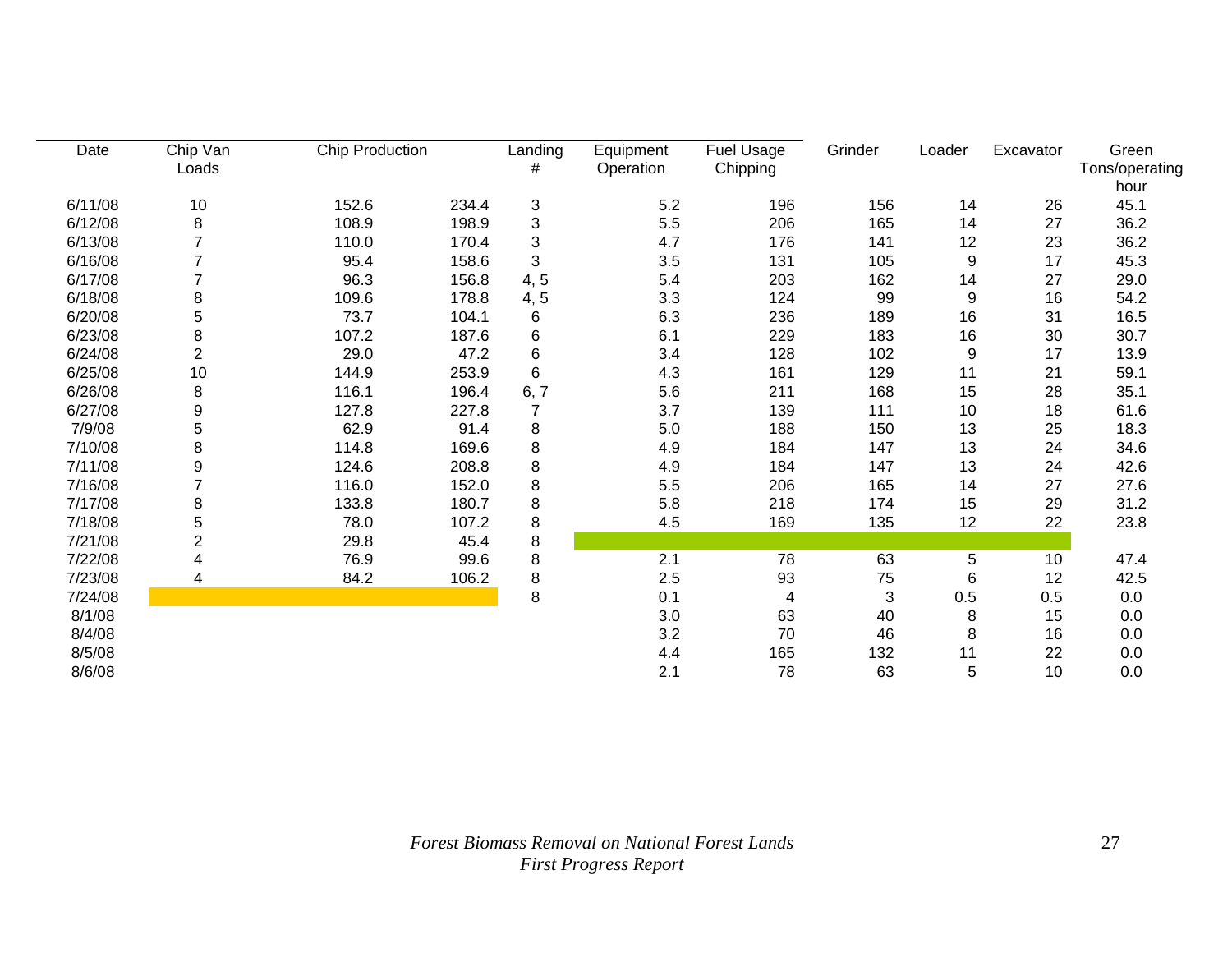| Date | Chip Van Loads | Chip Production | | Landing # | Equipment Operation | Fuel Usage Chipping | Grinder | Loader | Excavator | Green Tons/operating hour |
|---|---|---|---|---|---|---|---|---|---|---|
| 6/11/08 | 10 | 152.6 | 234.4 | 3 | 5.2 | 196 | 156 | 14 | 26 | 45.1 |
| 6/12/08 | 8 | 108.9 | 198.9 | 3 | 5.5 | 206 | 165 | 14 | 27 | 36.2 |
| 6/13/08 | 7 | 110.0 | 170.4 | 3 | 4.7 | 176 | 141 | 12 | 23 | 36.2 |
| 6/16/08 | 7 | 95.4 | 158.6 | 3 | 3.5 | 131 | 105 | 9 | 17 | 45.3 |
| 6/17/08 | 7 | 96.3 | 156.8 | 4, 5 | 5.4 | 203 | 162 | 14 | 27 | 29.0 |
| 6/18/08 | 8 | 109.6 | 178.8 | 4, 5 | 3.3 | 124 | 99 | 9 | 16 | 54.2 |
| 6/20/08 | 5 | 73.7 | 104.1 | 6 | 6.3 | 236 | 189 | 16 | 31 | 16.5 |
| 6/23/08 | 8 | 107.2 | 187.6 | 6 | 6.1 | 229 | 183 | 16 | 30 | 30.7 |
| 6/24/08 | 2 | 29.0 | 47.2 | 6 | 3.4 | 128 | 102 | 9 | 17 | 13.9 |
| 6/25/08 | 10 | 144.9 | 253.9 | 6 | 4.3 | 161 | 129 | 11 | 21 | 59.1 |
| 6/26/08 | 8 | 116.1 | 196.4 | 6, 7 | 5.6 | 211 | 168 | 15 | 28 | 35.1 |
| 6/27/08 | 9 | 127.8 | 227.8 | 7 | 3.7 | 139 | 111 | 10 | 18 | 61.6 |
| 7/9/08 | 5 | 62.9 | 91.4 | 8 | 5.0 | 188 | 150 | 13 | 25 | 18.3 |
| 7/10/08 | 8 | 114.8 | 169.6 | 8 | 4.9 | 184 | 147 | 13 | 24 | 34.6 |
| 7/11/08 | 9 | 124.6 | 208.8 | 8 | 4.9 | 184 | 147 | 13 | 24 | 42.6 |
| 7/16/08 | 7 | 116.0 | 152.0 | 8 | 5.5 | 206 | 165 | 14 | 27 | 27.6 |
| 7/17/08 | 8 | 133.8 | 180.7 | 8 | 5.8 | 218 | 174 | 15 | 29 | 31.2 |
| 7/18/08 | 5 | 78.0 | 107.2 | 8 | 4.5 | 169 | 135 | 12 | 22 | 23.8 |
| 7/21/08 | 2 | 29.8 | 45.4 | 8 | | | | | | |
| 7/22/08 | 4 | 76.9 | 99.6 | 8 | 2.1 | 78 | 63 | 5 | 10 | 47.4 |
| 7/23/08 | 4 | 84.2 | 106.2 | 8 | 2.5 | 93 | 75 | 6 | 12 | 42.5 |
| 7/24/08 | | | | 8 | 0.1 | 4 | 3 | 0.5 | 0.5 | 0.0 |
| 8/1/08 | | | | | 3.0 | 63 | 40 | 8 | 15 | 0.0 |
| 8/4/08 | | | | | 3.2 | 70 | 46 | 8 | 16 | 0.0 |
| 8/5/08 | | | | | 4.4 | 165 | 132 | 11 | 22 | 0.0 |
| 8/6/08 | | | | | 2.1 | 78 | 63 | 5 | 10 | 0.0 |